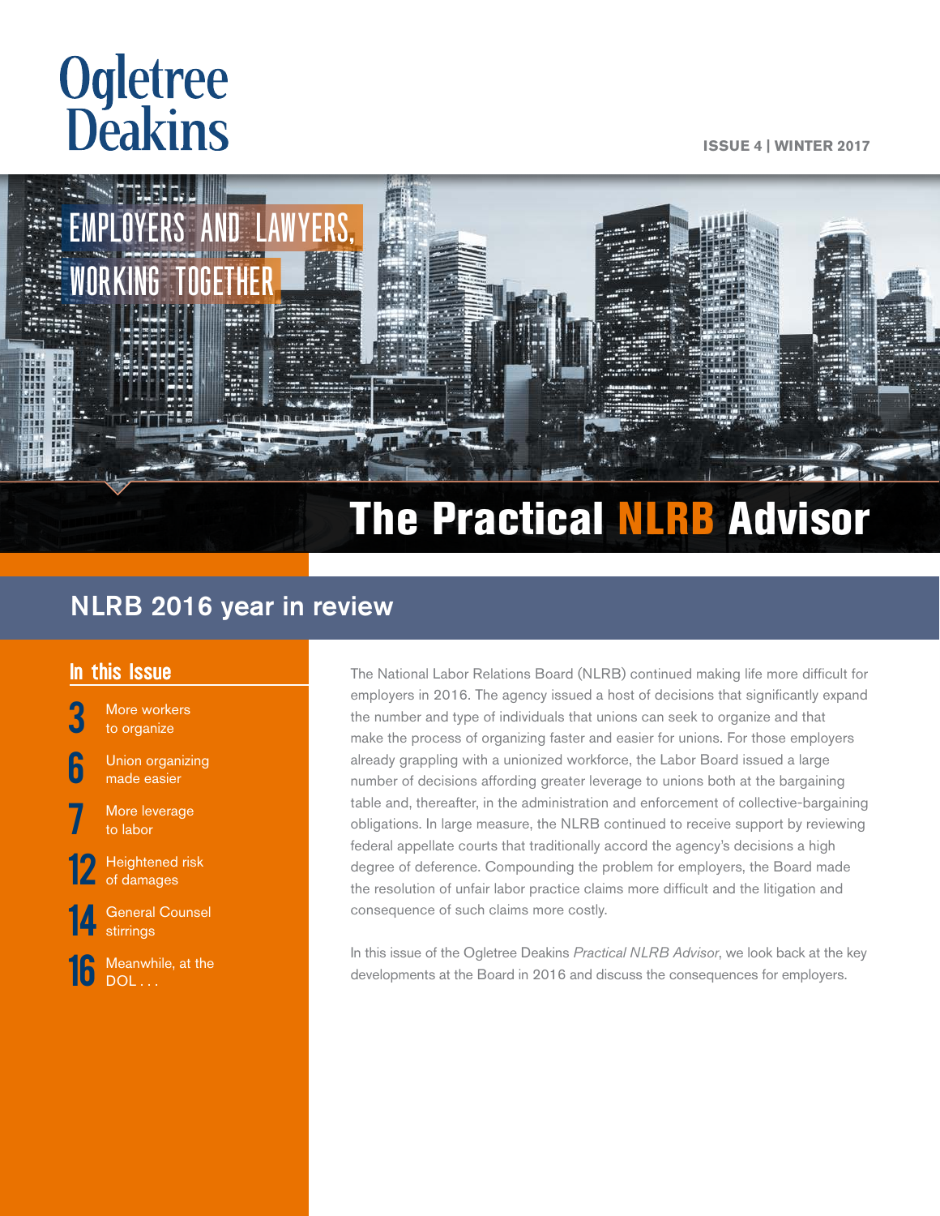Ogletree Deakins

ISSUE 4 | WINTER 2017

EMPLOYERS AND LAWYERS, WORKING TOGETHER

# The Practical NLRB Advisor

## NLRB 2016 year in review

### In this Issue

- **3** More workers to organize
- **6** Union organizing made easier
- **7** More leverage to labor
- **12** Heightened risk of damages
- **14** General Counsel stirrings
- **16** Meanwhile, at the DOL . . .

The National Labor Relations Board (NLRB) continued making life more difficult for employers in 2016. The agency issued a host of decisions that significantly expand the number and type of individuals that unions can seek to organize and that make the process of organizing faster and easier for unions. For those employers already grappling with a unionized workforce, the Labor Board issued a large number of decisions affording greater leverage to unions both at the bargaining table and, thereafter, in the administration and enforcement of collective-bargaining obligations. In large measure, the NLRB continued to receive support by reviewing federal appellate courts that traditionally accord the agency's decisions a high degree of deference. Compounding the problem for employers, the Board made the resolution of unfair labor practice claims more difficult and the litigation and consequence of such claims more costly.

In this issue of the Ogletree Deakins *Practical NLRB Advisor*, we look back at the key developments at the Board in 2016 and discuss the consequences for employers.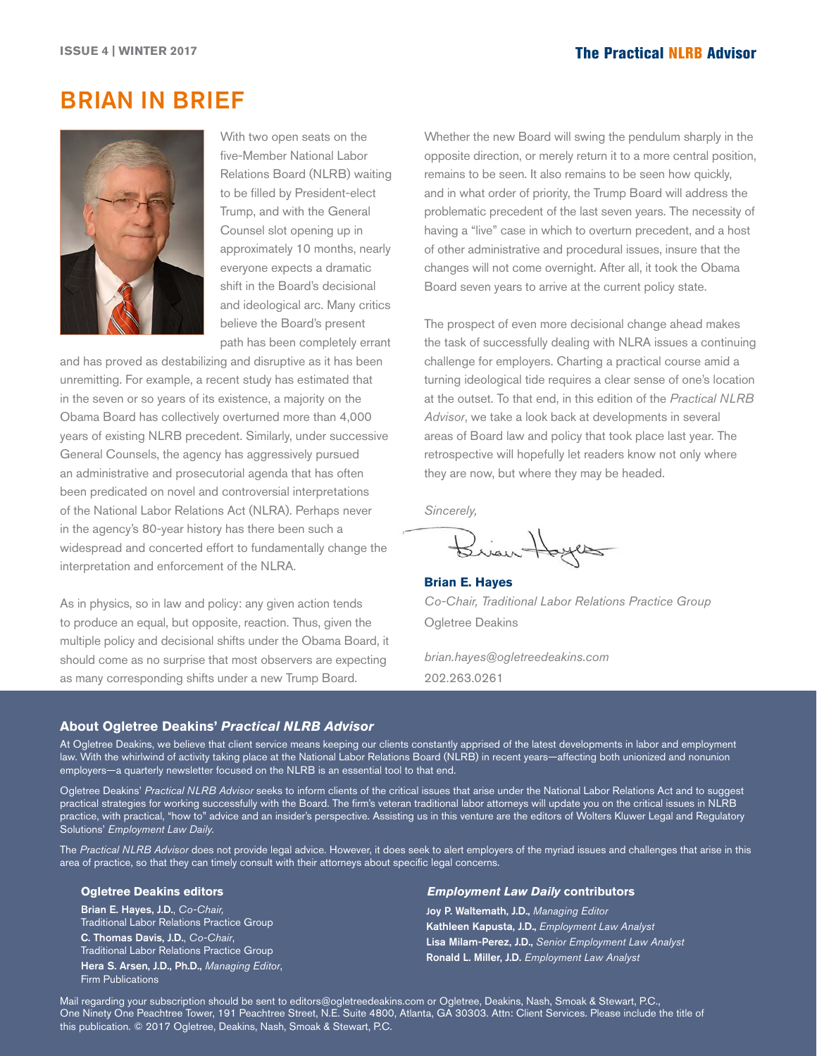# BRIAN IN BRIEF

With two open seats on the five-Member National Labor Relations Board (NLRB) waiting to be filled by President-elect Trump, and with the General Counsel slot opening up in approximately 10 months, nearly everyone expects a dramatic shift in the Board's decisional and ideological arc. Many critics believe the Board's present path has been completely errant and has proved as destabilizing and disruptive as it has been unremitting. For example, a recent study has estimated that in the seven or so years of its existence, a majority on the Obama Board has collectively overturned more than 4,000 years of existing NLRB precedent. Similarly, under successive General Counsels, the agency has aggressively pursued an administrative and prosecutorial agenda that has often been predicated on novel and controversial interpretations of the National Labor Relations Act (NLRA). Perhaps never in the agency's 80-year history has there been such a widespread and concerted effort to fundamentally change the interpretation and enforcement of the NLRA.

As in physics, so in law and policy: any given action tends to produce an equal, but opposite, reaction. Thus, given the multiple policy and decisional shifts under the Obama Board, it should come as no surprise that most observers are expecting as many corresponding shifts under a new Trump Board.

Whether the new Board will swing the pendulum sharply in the opposite direction, or merely return it to a more central position, remains to be seen. It also remains to be seen how quickly, and in what order of priority, the Trump Board will address the problematic precedent of the last seven years. The necessity of having a "live" case in which to overturn precedent, and a host of other administrative and procedural issues, insure that the changes will not come overnight. After all, it took the Obama Board seven years to arrive at the current policy state.

The prospect of even more decisional change ahead makes the task of successfully dealing with NLRA issues a continuing challenge for employers. Charting a practical course amid a turning ideological tide requires a clear sense of one's location at the outset. To that end, in this edition of the *Practical NLRB Advisor*, we take a look back at developments in several areas of Board law and policy that took place last year. The retrospective will hopefully let readers know not only where they are now, but where they may be headed.

*Sincerely,*

**Brian E. Hayes**
*Co-Chair, Traditional Labor Relations Practice Group*
Ogletree Deakins

*brian.hayes@ogletreedeakins.com*
202.263.0261

### About Ogletree Deakins' *Practical NLRB Advisor*

At Ogletree Deakins, we believe that client service means keeping our clients constantly apprised of the latest developments in labor and employment law. With the whirlwind of activity taking place at the National Labor Relations Board (NLRB) in recent years—affecting both unionized and nonunion employers—a quarterly newsletter focused on the NLRB is an essential tool to that end.

Ogletree Deakins' *Practical NLRB Advisor* seeks to inform clients of the critical issues that arise under the National Labor Relations Act and to suggest practical strategies for working successfully with the Board. The firm's veteran traditional labor attorneys will update you on the critical issues in NLRB practice, with practical, "how to" advice and an insider's perspective. Assisting us in this venture are the editors of Wolters Kluwer Legal and Regulatory Solutions' *Employment Law Daily*.

The *Practical NLRB Advisor* does not provide legal advice. However, it does seek to alert employers of the myriad issues and challenges that arise in this area of practice, so that they can timely consult with their attorneys about specific legal concerns.

#### Ogletree Deakins editors

**Brian E. Hayes, J.D.**, *Co-Chair*, Traditional Labor Relations Practice Group
**C. Thomas Davis, J.D.**, *Co-Chair*, Traditional Labor Relations Practice Group
**Hera S. Arsen, J.D., Ph.D.**, *Managing Editor*, Firm Publications

#### *Employment Law Daily* contributors

**Joy P. Waltemath, J.D.**, *Managing Editor*
**Kathleen Kapusta, J.D.**, *Employment Law Analyst*
**Lisa Milam-Perez, J.D.**, *Senior Employment Law Analyst*
**Ronald L. Miller, J.D.** *Employment Law Analyst*

Mail regarding your subscription should be sent to editors@ogletreedeakins.com or Ogletree, Deakins, Nash, Smoak & Stewart, P.C., One Ninety One Peachtree Tower, 191 Peachtree Street, N.E. Suite 4800, Atlanta, GA 30303. Attn: Client Services. Please include the title of this publication. © 2017 Ogletree, Deakins, Nash, Smoak & Stewart, P.C.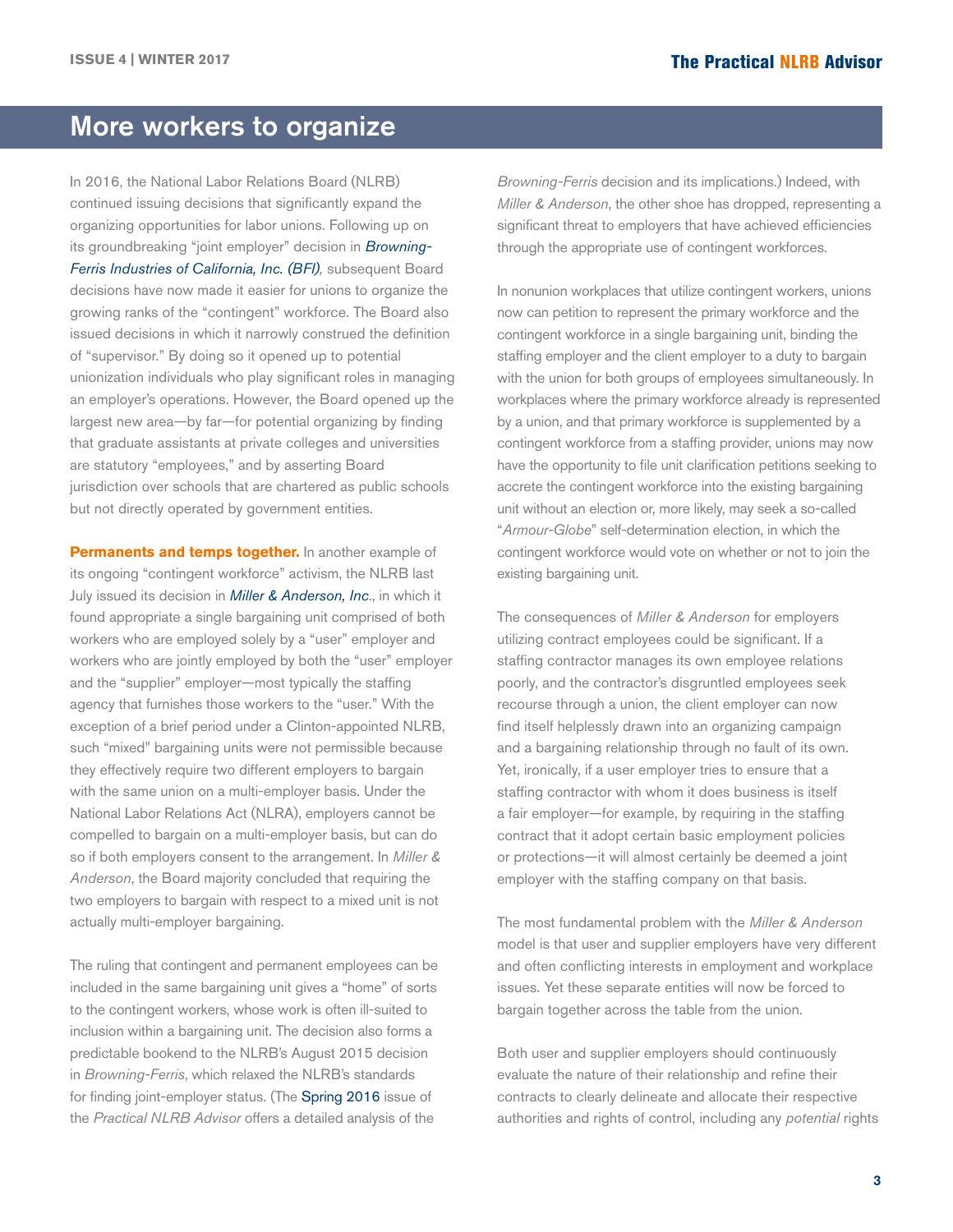## More workers to organize

In 2016, the National Labor Relations Board (NLRB) continued issuing decisions that significantly expand the organizing opportunities for labor unions. Following up on its groundbreaking "joint employer" decision in *Browning-Ferris Industries of California, Inc. (BFI)*, subsequent Board decisions have now made it easier for unions to organize the growing ranks of the "contingent" workforce. The Board also issued decisions in which it narrowly construed the definition of "supervisor." By doing so it opened up to potential unionization individuals who play significant roles in managing an employer's operations. However, the Board opened up the largest new area—by far—for potential organizing by finding that graduate assistants at private colleges and universities are statutory "employees," and by asserting Board jurisdiction over schools that are chartered as public schools but not directly operated by government entities.

**Permanents and temps together.** In another example of its ongoing "contingent workforce" activism, the NLRB last July issued its decision in *Miller & Anderson, Inc.*, in which it found appropriate a single bargaining unit comprised of both workers who are employed solely by a "user" employer and workers who are jointly employed by both the "user" employer and the "supplier" employer—most typically the staffing agency that furnishes those workers to the "user." With the exception of a brief period under a Clinton-appointed NLRB, such "mixed" bargaining units were not permissible because they effectively require two different employers to bargain with the same union on a multi-employer basis. Under the National Labor Relations Act (NLRA), employers cannot be compelled to bargain on a multi-employer basis, but can do so if both employers consent to the arrangement. In *Miller & Anderson*, the Board majority concluded that requiring the two employers to bargain with respect to a mixed unit is not actually multi-employer bargaining.

The ruling that contingent and permanent employees can be included in the same bargaining unit gives a "home" of sorts to the contingent workers, whose work is often ill-suited to inclusion within a bargaining unit. The decision also forms a predictable bookend to the NLRB's August 2015 decision in *Browning-Ferris*, which relaxed the NLRB's standards for finding joint-employer status. (The Spring 2016 issue of the *Practical NLRB Advisor* offers a detailed analysis of the *Browning-Ferris* decision and its implications.) Indeed, with *Miller & Anderson*, the other shoe has dropped, representing a significant threat to employers that have achieved efficiencies through the appropriate use of contingent workforces.

In nonunion workplaces that utilize contingent workers, unions now can petition to represent the primary workforce and the contingent workforce in a single bargaining unit, binding the staffing employer and the client employer to a duty to bargain with the union for both groups of employees simultaneously. In workplaces where the primary workforce already is represented by a union, and that primary workforce is supplemented by a contingent workforce from a staffing provider, unions may now have the opportunity to file unit clarification petitions seeking to accrete the contingent workforce into the existing bargaining unit without an election or, more likely, may seek a so-called "*Armour-Globe*" self-determination election, in which the contingent workforce would vote on whether or not to join the existing bargaining unit.

The consequences of *Miller & Anderson* for employers utilizing contract employees could be significant. If a staffing contractor manages its own employee relations poorly, and the contractor's disgruntled employees seek recourse through a union, the client employer can now find itself helplessly drawn into an organizing campaign and a bargaining relationship through no fault of its own. Yet, ironically, if a user employer tries to ensure that a staffing contractor with whom it does business is itself a fair employer—for example, by requiring in the staffing contract that it adopt certain basic employment policies or protections—it will almost certainly be deemed a joint employer with the staffing company on that basis.

The most fundamental problem with the *Miller & Anderson* model is that user and supplier employers have very different and often conflicting interests in employment and workplace issues. Yet these separate entities will now be forced to bargain together across the table from the union.

Both user and supplier employers should continuously evaluate the nature of their relationship and refine their contracts to clearly delineate and allocate their respective authorities and rights of control, including any *potential* rights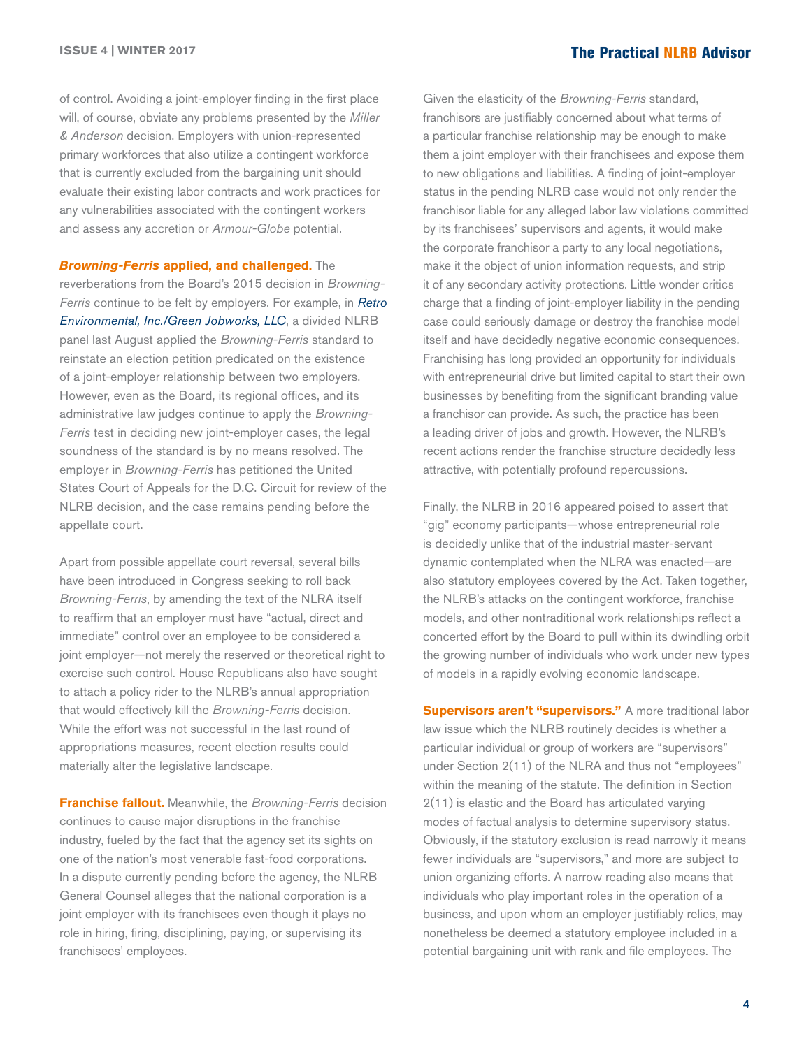of control. Avoiding a joint-employer finding in the first place will, of course, obviate any problems presented by the *Miller & Anderson* decision. Employers with union-represented primary workforces that also utilize a contingent workforce that is currently excluded from the bargaining unit should evaluate their existing labor contracts and work practices for any vulnerabilities associated with the contingent workers and assess any accretion or *Armour-Globe* potential.

***Browning-Ferris* applied, and challenged.** The reverberations from the Board's 2015 decision in *Browning-Ferris* continue to be felt by employers. For example, in *Retro Environmental, Inc./Green Jobworks, LLC*, a divided NLRB panel last August applied the *Browning-Ferris* standard to reinstate an election petition predicated on the existence of a joint-employer relationship between two employers. However, even as the Board, its regional offices, and its administrative law judges continue to apply the *Browning-Ferris* test in deciding new joint-employer cases, the legal soundness of the standard is by no means resolved. The employer in *Browning-Ferris* has petitioned the United States Court of Appeals for the D.C. Circuit for review of the NLRB decision, and the case remains pending before the appellate court.

Apart from possible appellate court reversal, several bills have been introduced in Congress seeking to roll back *Browning-Ferris*, by amending the text of the NLRA itself to reaffirm that an employer must have "actual, direct and immediate" control over an employee to be considered a joint employer—not merely the reserved or theoretical right to exercise such control. House Republicans also have sought to attach a policy rider to the NLRB's annual appropriation that would effectively kill the *Browning-Ferris* decision. While the effort was not successful in the last round of appropriations measures, recent election results could materially alter the legislative landscape.

**Franchise fallout.** Meanwhile, the *Browning-Ferris* decision continues to cause major disruptions in the franchise industry, fueled by the fact that the agency set its sights on one of the nation's most venerable fast-food corporations. In a dispute currently pending before the agency, the NLRB General Counsel alleges that the national corporation is a joint employer with its franchisees even though it plays no role in hiring, firing, disciplining, paying, or supervising its franchisees' employees.

Given the elasticity of the *Browning-Ferris* standard, franchisors are justifiably concerned about what terms of a particular franchise relationship may be enough to make them a joint employer with their franchisees and expose them to new obligations and liabilities. A finding of joint-employer status in the pending NLRB case would not only render the franchisor liable for any alleged labor law violations committed by its franchisees' supervisors and agents, it would make the corporate franchisor a party to any local negotiations, make it the object of union information requests, and strip it of any secondary activity protections. Little wonder critics charge that a finding of joint-employer liability in the pending case could seriously damage or destroy the franchise model itself and have decidedly negative economic consequences. Franchising has long provided an opportunity for individuals with entrepreneurial drive but limited capital to start their own businesses by benefiting from the significant branding value a franchisor can provide. As such, the practice has been a leading driver of jobs and growth. However, the NLRB's recent actions render the franchise structure decidedly less attractive, with potentially profound repercussions.

Finally, the NLRB in 2016 appeared poised to assert that "gig" economy participants—whose entrepreneurial role is decidedly unlike that of the industrial master-servant dynamic contemplated when the NLRA was enacted—are also statutory employees covered by the Act. Taken together, the NLRB's attacks on the contingent workforce, franchise models, and other nontraditional work relationships reflect a concerted effort by the Board to pull within its dwindling orbit the growing number of individuals who work under new types of models in a rapidly evolving economic landscape.

**Supervisors aren't "supervisors."** A more traditional labor law issue which the NLRB routinely decides is whether a particular individual or group of workers are "supervisors" under Section 2(11) of the NLRA and thus not "employees" within the meaning of the statute. The definition in Section 2(11) is elastic and the Board has articulated varying modes of factual analysis to determine supervisory status. Obviously, if the statutory exclusion is read narrowly it means fewer individuals are "supervisors," and more are subject to union organizing efforts. A narrow reading also means that individuals who play important roles in the operation of a business, and upon whom an employer justifiably relies, may nonetheless be deemed a statutory employee included in a potential bargaining unit with rank and file employees. The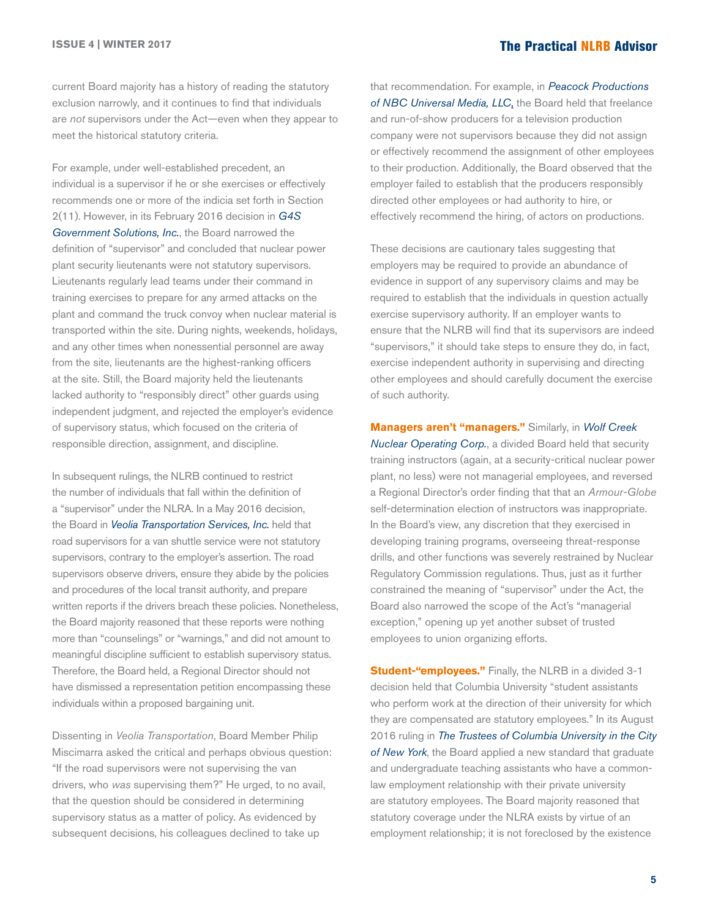current Board majority has a history of reading the statutory exclusion narrowly, and it continues to find that individuals are *not* supervisors under the Act—even when they appear to meet the historical statutory criteria.

For example, under well-established precedent, an individual is a supervisor if he or she exercises or effectively recommends one or more of the indicia set forth in Section 2(11). However, in its February 2016 decision in *G4S Government Solutions, Inc.*, the Board narrowed the definition of "supervisor" and concluded that nuclear power plant security lieutenants were not statutory supervisors. Lieutenants regularly lead teams under their command in training exercises to prepare for any armed attacks on the plant and command the truck convoy when nuclear material is transported within the site. During nights, weekends, holidays, and any other times when nonessential personnel are away from the site, lieutenants are the highest-ranking officers at the site. Still, the Board majority held the lieutenants lacked authority to "responsibly direct" other guards using independent judgment, and rejected the employer's evidence of supervisory status, which focused on the criteria of responsible direction, assignment, and discipline.

In subsequent rulings, the NLRB continued to restrict the number of individuals that fall within the definition of a "supervisor" under the NLRA. In a May 2016 decision, the Board in *Veolia Transportation Services, Inc.* held that road supervisors for a van shuttle service were not statutory supervisors, contrary to the employer's assertion. The road supervisors observe drivers, ensure they abide by the policies and procedures of the local transit authority, and prepare written reports if the drivers breach these policies. Nonetheless, the Board majority reasoned that these reports were nothing more than "counselings" or "warnings," and did not amount to meaningful discipline sufficient to establish supervisory status. Therefore, the Board held, a Regional Director should not have dismissed a representation petition encompassing these individuals within a proposed bargaining unit.

Dissenting in *Veolia Transportation*, Board Member Philip Miscimarra asked the critical and perhaps obvious question: "If the road supervisors were not supervising the van drivers, who *was* supervising them?" He urged, to no avail, that the question should be considered in determining supervisory status as a matter of policy. As evidenced by subsequent decisions, his colleagues declined to take up that recommendation. For example, in *Peacock Productions of NBC Universal Media, LLC*, the Board held that freelance and run-of-show producers for a television production company were not supervisors because they did not assign or effectively recommend the assignment of other employees to their production. Additionally, the Board observed that the employer failed to establish that the producers responsibly directed other employees or had authority to hire, or effectively recommend the hiring, of actors on productions.

These decisions are cautionary tales suggesting that employers may be required to provide an abundance of evidence in support of any supervisory claims and may be required to establish that the individuals in question actually exercise supervisory authority. If an employer wants to ensure that the NLRB will find that its supervisors are indeed "supervisors," it should take steps to ensure they do, in fact, exercise independent authority in supervising and directing other employees and should carefully document the exercise of such authority.

**Managers aren't "managers."** Similarly, in *Wolf Creek Nuclear Operating Corp.*, a divided Board held that security training instructors (again, at a security-critical nuclear power plant, no less) were not managerial employees, and reversed a Regional Director's order finding that that an *Armour-Globe* self-determination election of instructors was inappropriate. In the Board's view, any discretion that they exercised in developing training programs, overseeing threat-response drills, and other functions was severely restrained by Nuclear Regulatory Commission regulations. Thus, just as it further constrained the meaning of "supervisor" under the Act, the Board also narrowed the scope of the Act's "managerial exception," opening up yet another subset of trusted employees to union organizing efforts.

**Student-"employees."** Finally, the NLRB in a divided 3-1 decision held that Columbia University "student assistants who perform work at the direction of their university for which they are compensated are statutory employees." In its August 2016 ruling in *The Trustees of Columbia University in the City of New York*, the Board applied a new standard that graduate and undergraduate teaching assistants who have a common-law employment relationship with their private university are statutory employees. The Board majority reasoned that statutory coverage under the NLRA exists by virtue of an employment relationship; it is not foreclosed by the existence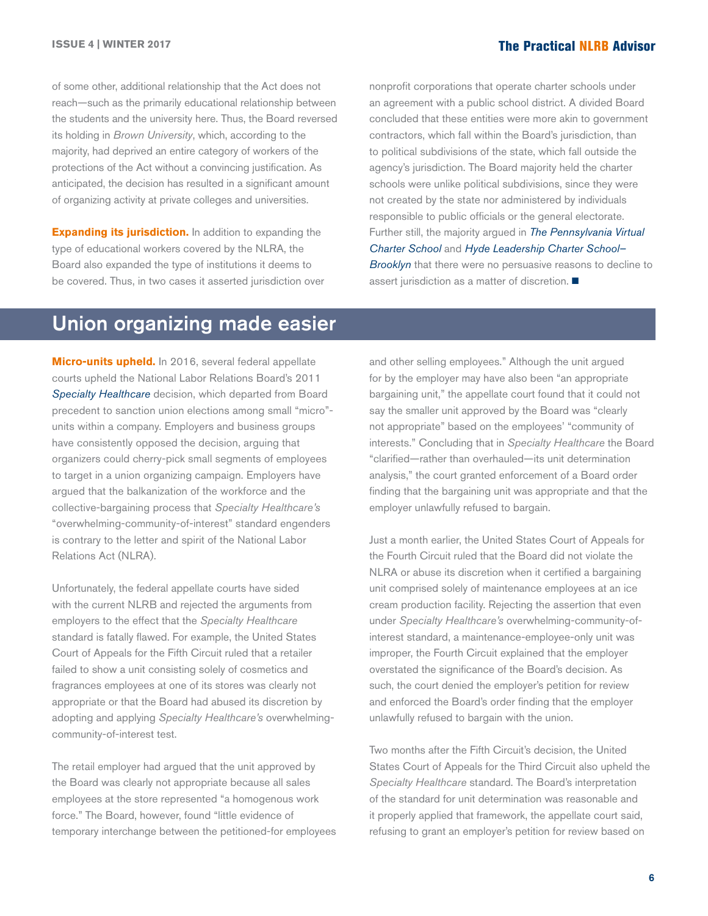of some other, additional relationship that the Act does not reach—such as the primarily educational relationship between the students and the university here. Thus, the Board reversed its holding in *Brown University*, which, according to the majority, had deprived an entire category of workers of the protections of the Act without a convincing justification. As anticipated, the decision has resulted in a significant amount of organizing activity at private colleges and universities.

**Expanding its jurisdiction.** In addition to expanding the type of educational workers covered by the NLRA, the Board also expanded the type of institutions it deems to be covered. Thus, in two cases it asserted jurisdiction over nonprofit corporations that operate charter schools under an agreement with a public school district. A divided Board concluded that these entities were more akin to government contractors, which fall within the Board's jurisdiction, than to political subdivisions of the state, which fall outside the agency's jurisdiction. The Board majority held the charter schools were unlike political subdivisions, since they were not created by the state nor administered by individuals responsible to public officials or the general electorate. Further still, the majority argued in *The Pennsylvania Virtual Charter School* and *Hyde Leadership Charter School–Brooklyn* that there were no persuasive reasons to decline to assert jurisdiction as a matter of discretion. ■

## Union organizing made easier

**Micro-units upheld.** In 2016, several federal appellate courts upheld the National Labor Relations Board's 2011 *Specialty Healthcare* decision, which departed from Board precedent to sanction union elections among small "micro"-units within a company. Employers and business groups have consistently opposed the decision, arguing that organizers could cherry-pick small segments of employees to target in a union organizing campaign. Employers have argued that the balkanization of the workforce and the collective-bargaining process that *Specialty Healthcare's* "overwhelming-community-of-interest" standard engenders is contrary to the letter and spirit of the National Labor Relations Act (NLRA).

Unfortunately, the federal appellate courts have sided with the current NLRB and rejected the arguments from employers to the effect that the *Specialty Healthcare* standard is fatally flawed. For example, the United States Court of Appeals for the Fifth Circuit ruled that a retailer failed to show a unit consisting solely of cosmetics and fragrances employees at one of its stores was clearly not appropriate or that the Board had abused its discretion by adopting and applying *Specialty Healthcare's* overwhelming-community-of-interest test.

The retail employer had argued that the unit approved by the Board was clearly not appropriate because all sales employees at the store represented "a homogenous work force." The Board, however, found "little evidence of temporary interchange between the petitioned-for employees and other selling employees." Although the unit argued for by the employer may have also been "an appropriate bargaining unit," the appellate court found that it could not say the smaller unit approved by the Board was "clearly not appropriate" based on the employees' "community of interests." Concluding that in *Specialty Healthcare* the Board "clarified—rather than overhauled—its unit determination analysis," the court granted enforcement of a Board order finding that the bargaining unit was appropriate and that the employer unlawfully refused to bargain.

Just a month earlier, the United States Court of Appeals for the Fourth Circuit ruled that the Board did not violate the NLRA or abuse its discretion when it certified a bargaining unit comprised solely of maintenance employees at an ice cream production facility. Rejecting the assertion that even under *Specialty Healthcare's* overwhelming-community-of-interest standard, a maintenance-employee-only unit was improper, the Fourth Circuit explained that the employer overstated the significance of the Board's decision. As such, the court denied the employer's petition for review and enforced the Board's order finding that the employer unlawfully refused to bargain with the union.

Two months after the Fifth Circuit's decision, the United States Court of Appeals for the Third Circuit also upheld the *Specialty Healthcare* standard. The Board's interpretation of the standard for unit determination was reasonable and it properly applied that framework, the appellate court said, refusing to grant an employer's petition for review based on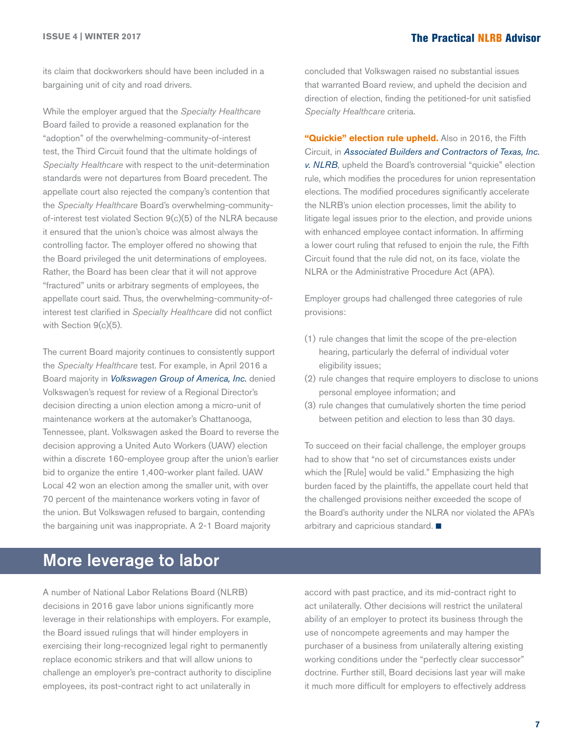its claim that dockworkers should have been included in a bargaining unit of city and road drivers.

While the employer argued that the *Specialty Healthcare* Board failed to provide a reasoned explanation for the "adoption" of the overwhelming-community-of-interest test, the Third Circuit found that the ultimate holdings of *Specialty Healthcare* with respect to the unit-determination standards were not departures from Board precedent. The appellate court also rejected the company's contention that the *Specialty Healthcare* Board's overwhelming-community-of-interest test violated Section 9(c)(5) of the NLRA because it ensured that the union's choice was almost always the controlling factor. The employer offered no showing that the Board privileged the unit determinations of employees. Rather, the Board has been clear that it will not approve "fractured" units or arbitrary segments of employees, the appellate court said. Thus, the overwhelming-community-of-interest test clarified in *Specialty Healthcare* did not conflict with Section 9(c)(5).

The current Board majority continues to consistently support the *Specialty Healthcare* test. For example, in April 2016 a Board majority in *Volkswagen Group of America, Inc.* denied Volkswagen's request for review of a Regional Director's decision directing a union election among a micro-unit of maintenance workers at the automaker's Chattanooga, Tennessee, plant. Volkswagen asked the Board to reverse the decision approving a United Auto Workers (UAW) election within a discrete 160-employee group after the union's earlier bid to organize the entire 1,400-worker plant failed. UAW Local 42 won an election among the smaller unit, with over 70 percent of the maintenance workers voting in favor of the union. But Volkswagen refused to bargain, contending the bargaining unit was inappropriate. A 2-1 Board majority concluded that Volkswagen raised no substantial issues that warranted Board review, and upheld the decision and direction of election, finding the petitioned-for unit satisfied *Specialty Healthcare* criteria.

**"Quickie" election rule upheld.** Also in 2016, the Fifth Circuit, in *Associated Builders and Contractors of Texas, Inc. v. NLRB*, upheld the Board's controversial "quickie" election rule, which modifies the procedures for union representation elections. The modified procedures significantly accelerate the NLRB's union election processes, limit the ability to litigate legal issues prior to the election, and provide unions with enhanced employee contact information. In affirming a lower court ruling that refused to enjoin the rule, the Fifth Circuit found that the rule did not, on its face, violate the NLRA or the Administrative Procedure Act (APA).

Employer groups had challenged three categories of rule provisions:

(1) rule changes that limit the scope of the pre-election hearing, particularly the deferral of individual voter eligibility issues;
(2) rule changes that require employers to disclose to unions personal employee information; and
(3) rule changes that cumulatively shorten the time period between petition and election to less than 30 days.

To succeed on their facial challenge, the employer groups had to show that "no set of circumstances exists under which the [Rule] would be valid." Emphasizing the high burden faced by the plaintiffs, the appellate court held that the challenged provisions neither exceeded the scope of the Board's authority under the NLRA nor violated the APA's arbitrary and capricious standard. ■

## More leverage to labor

A number of National Labor Relations Board (NLRB) decisions in 2016 gave labor unions significantly more leverage in their relationships with employers. For example, the Board issued rulings that will hinder employers in exercising their long-recognized legal right to permanently replace economic strikers and that will allow unions to challenge an employer's pre-contract authority to discipline employees, its post-contract right to act unilaterally in accord with past practice, and its mid-contract right to act unilaterally. Other decisions will restrict the unilateral ability of an employer to protect its business through the use of noncompete agreements and may hamper the purchaser of a business from unilaterally altering existing working conditions under the "perfectly clear successor" doctrine. Further still, Board decisions last year will make it much more difficult for employers to effectively address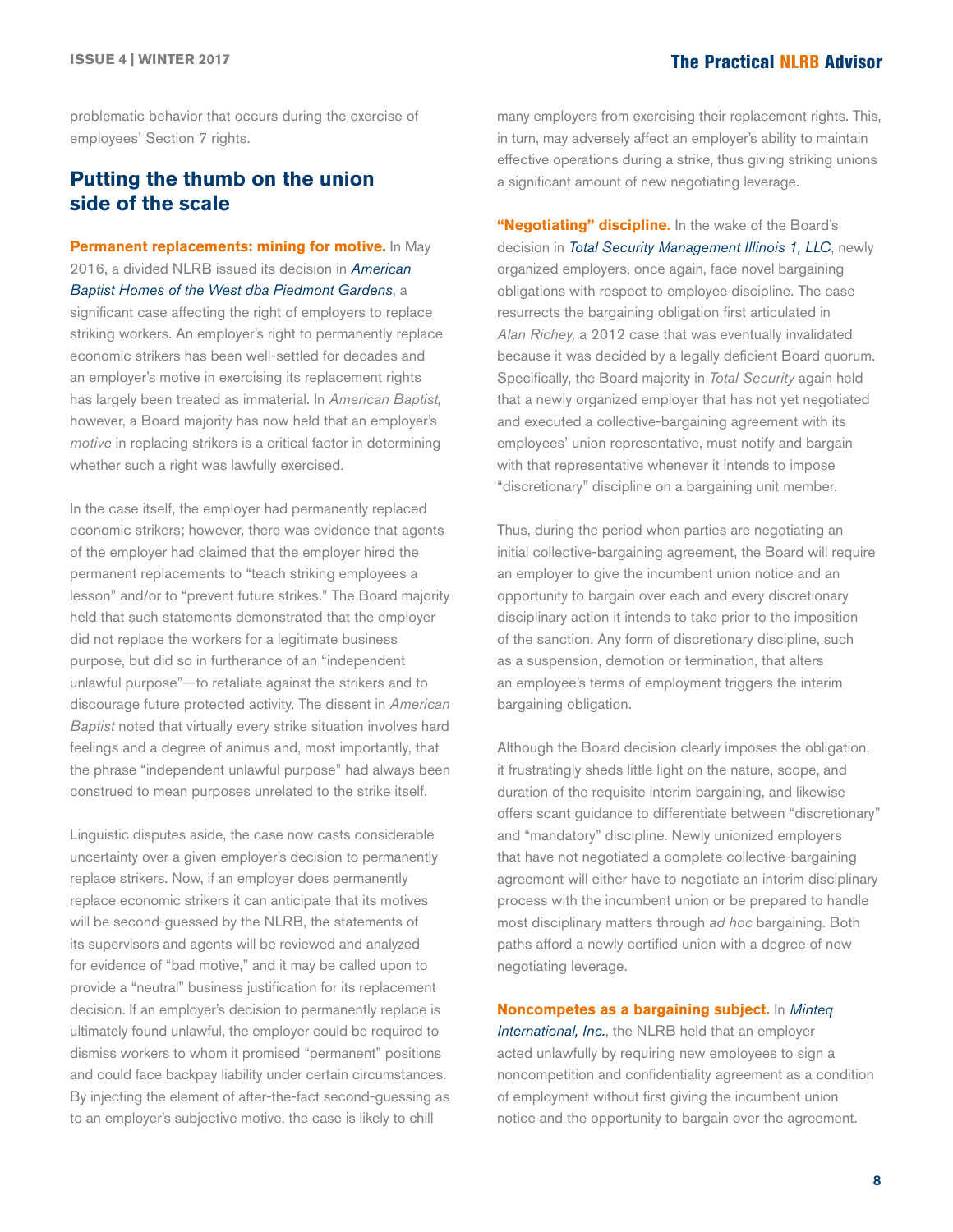problematic behavior that occurs during the exercise of employees' Section 7 rights.

## Putting the thumb on the union side of the scale

**Permanent replacements: mining for motive.** In May 2016, a divided NLRB issued its decision in *American Baptist Homes of the West dba Piedmont Gardens*, a significant case affecting the right of employers to replace striking workers. An employer's right to permanently replace economic strikers has been well-settled for decades and an employer's motive in exercising its replacement rights has largely been treated as immaterial. In *American Baptist,* however, a Board majority has now held that an employer's *motive* in replacing strikers is a critical factor in determining whether such a right was lawfully exercised.

In the case itself, the employer had permanently replaced economic strikers; however, there was evidence that agents of the employer had claimed that the employer hired the permanent replacements to "teach striking employees a lesson" and/or to "prevent future strikes." The Board majority held that such statements demonstrated that the employer did not replace the workers for a legitimate business purpose, but did so in furtherance of an "independent unlawful purpose"—to retaliate against the strikers and to discourage future protected activity. The dissent in *American Baptist* noted that virtually every strike situation involves hard feelings and a degree of animus and, most importantly, that the phrase "independent unlawful purpose" had always been construed to mean purposes unrelated to the strike itself.

Linguistic disputes aside, the case now casts considerable uncertainty over a given employer's decision to permanently replace strikers. Now, if an employer does permanently replace economic strikers it can anticipate that its motives will be second-guessed by the NLRB, the statements of its supervisors and agents will be reviewed and analyzed for evidence of "bad motive," and it may be called upon to provide a "neutral" business justification for its replacement decision. If an employer's decision to permanently replace is ultimately found unlawful, the employer could be required to dismiss workers to whom it promised "permanent" positions and could face backpay liability under certain circumstances. By injecting the element of after-the-fact second-guessing as to an employer's subjective motive, the case is likely to chill many employers from exercising their replacement rights. This, in turn, may adversely affect an employer's ability to maintain effective operations during a strike, thus giving striking unions a significant amount of new negotiating leverage.

**"Negotiating" discipline.** In the wake of the Board's decision in *Total Security Management Illinois 1, LLC*, newly organized employers, once again, face novel bargaining obligations with respect to employee discipline. The case resurrects the bargaining obligation first articulated in *Alan Richey,* a 2012 case that was eventually invalidated because it was decided by a legally deficient Board quorum. Specifically, the Board majority in *Total Security* again held that a newly organized employer that has not yet negotiated and executed a collective-bargaining agreement with its employees' union representative, must notify and bargain with that representative whenever it intends to impose "discretionary" discipline on a bargaining unit member.

Thus, during the period when parties are negotiating an initial collective-bargaining agreement, the Board will require an employer to give the incumbent union notice and an opportunity to bargain over each and every discretionary disciplinary action it intends to take prior to the imposition of the sanction. Any form of discretionary discipline, such as a suspension, demotion or termination, that alters an employee's terms of employment triggers the interim bargaining obligation.

Although the Board decision clearly imposes the obligation, it frustratingly sheds little light on the nature, scope, and duration of the requisite interim bargaining, and likewise offers scant guidance to differentiate between "discretionary" and "mandatory" discipline. Newly unionized employers that have not negotiated a complete collective-bargaining agreement will either have to negotiate an interim disciplinary process with the incumbent union or be prepared to handle most disciplinary matters through *ad hoc* bargaining. Both paths afford a newly certified union with a degree of new negotiating leverage.

**Noncompetes as a bargaining subject.** In *Minteq International, Inc.*, the NLRB held that an employer acted unlawfully by requiring new employees to sign a noncompetition and confidentiality agreement as a condition of employment without first giving the incumbent union notice and the opportunity to bargain over the agreement.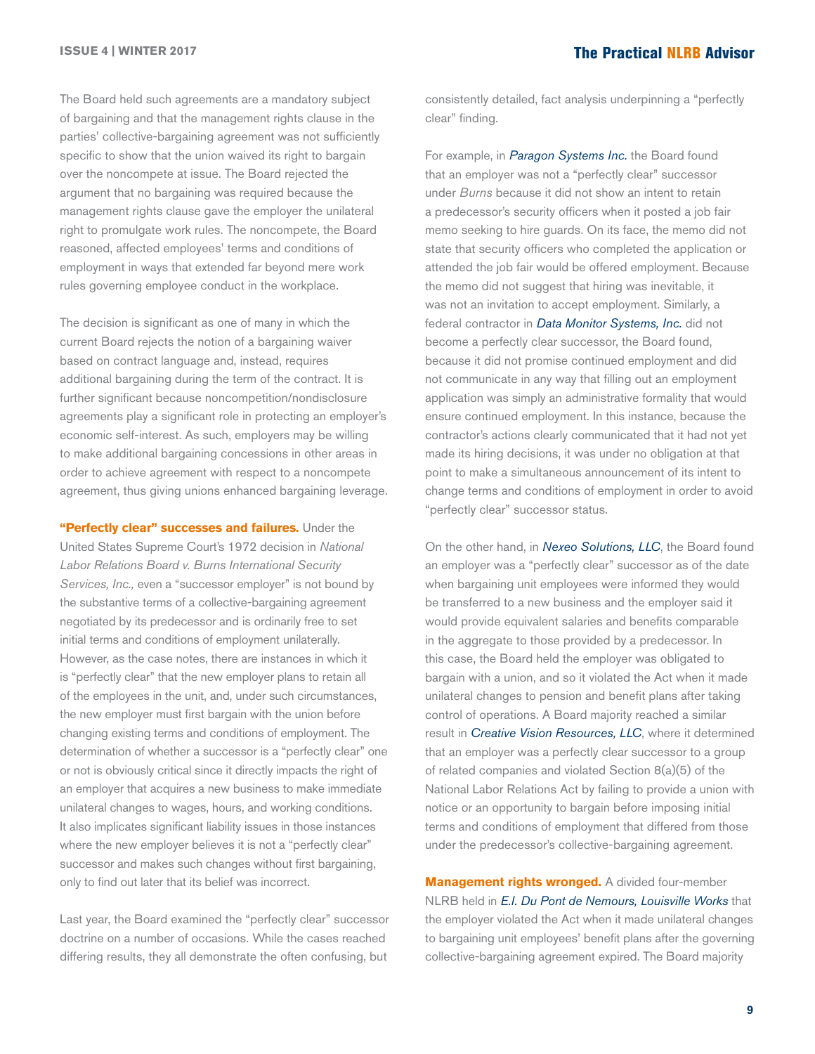The Board held such agreements are a mandatory subject of bargaining and that the management rights clause in the parties' collective-bargaining agreement was not sufficiently specific to show that the union waived its right to bargain over the noncompete at issue. The Board rejected the argument that no bargaining was required because the management rights clause gave the employer the unilateral right to promulgate work rules. The noncompete, the Board reasoned, affected employees' terms and conditions of employment in ways that extended far beyond mere work rules governing employee conduct in the workplace.

The decision is significant as one of many in which the current Board rejects the notion of a bargaining waiver based on contract language and, instead, requires additional bargaining during the term of the contract. It is further significant because noncompetition/nondisclosure agreements play a significant role in protecting an employer's economic self-interest. As such, employers may be willing to make additional bargaining concessions in other areas in order to achieve agreement with respect to a noncompete agreement, thus giving unions enhanced bargaining leverage.

**"Perfectly clear" successes and failures.** Under the United States Supreme Court's 1972 decision in *National Labor Relations Board v. Burns International Security Services, Inc.,* even a "successor employer" is not bound by the substantive terms of a collective-bargaining agreement negotiated by its predecessor and is ordinarily free to set initial terms and conditions of employment unilaterally. However, as the case notes, there are instances in which it is "perfectly clear" that the new employer plans to retain all of the employees in the unit, and, under such circumstances, the new employer must first bargain with the union before changing existing terms and conditions of employment. The determination of whether a successor is a "perfectly clear" one or not is obviously critical since it directly impacts the right of an employer that acquires a new business to make immediate unilateral changes to wages, hours, and working conditions. It also implicates significant liability issues in those instances where the new employer believes it is not a "perfectly clear" successor and makes such changes without first bargaining, only to find out later that its belief was incorrect.

Last year, the Board examined the "perfectly clear" successor doctrine on a number of occasions. While the cases reached differing results, they all demonstrate the often confusing, but consistently detailed, fact analysis underpinning a "perfectly clear" finding.

For example, in *Paragon Systems Inc.* the Board found that an employer was not a "perfectly clear" successor under *Burns* because it did not show an intent to retain a predecessor's security officers when it posted a job fair memo seeking to hire guards. On its face, the memo did not state that security officers who completed the application or attended the job fair would be offered employment. Because the memo did not suggest that hiring was inevitable, it was not an invitation to accept employment. Similarly, a federal contractor in *Data Monitor Systems, Inc.* did not become a perfectly clear successor, the Board found, because it did not promise continued employment and did not communicate in any way that filling out an employment application was simply an administrative formality that would ensure continued employment. In this instance, because the contractor's actions clearly communicated that it had not yet made its hiring decisions, it was under no obligation at that point to make a simultaneous announcement of its intent to change terms and conditions of employment in order to avoid "perfectly clear" successor status.

On the other hand, in *Nexeo Solutions, LLC*, the Board found an employer was a "perfectly clear" successor as of the date when bargaining unit employees were informed they would be transferred to a new business and the employer said it would provide equivalent salaries and benefits comparable in the aggregate to those provided by a predecessor. In this case, the Board held the employer was obligated to bargain with a union, and so it violated the Act when it made unilateral changes to pension and benefit plans after taking control of operations. A Board majority reached a similar result in *Creative Vision Resources, LLC*, where it determined that an employer was a perfectly clear successor to a group of related companies and violated Section 8(a)(5) of the National Labor Relations Act by failing to provide a union with notice or an opportunity to bargain before imposing initial terms and conditions of employment that differed from those under the predecessor's collective-bargaining agreement.

**Management rights wronged.** A divided four-member NLRB held in *E.I. Du Pont de Nemours, Louisville Works* that the employer violated the Act when it made unilateral changes to bargaining unit employees' benefit plans after the governing collective-bargaining agreement expired. The Board majority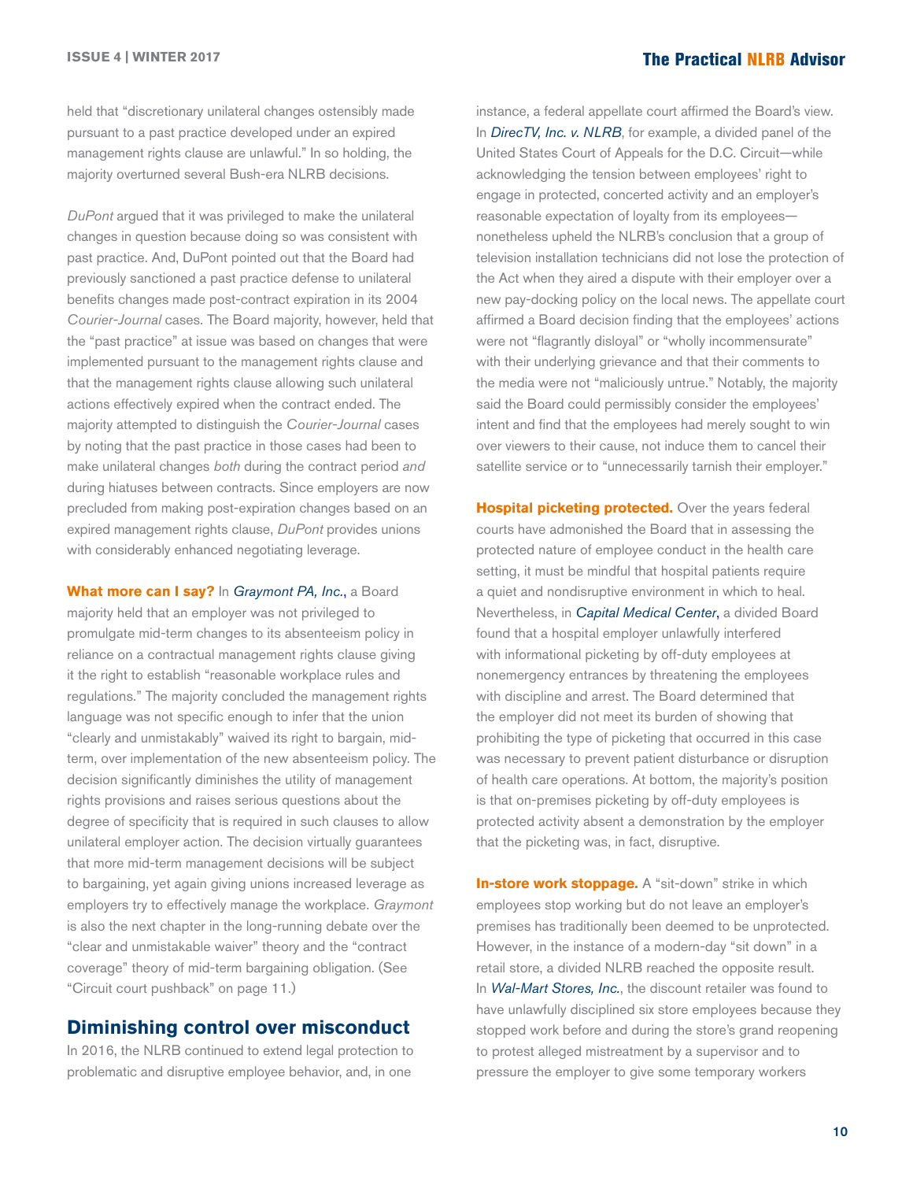held that "discretionary unilateral changes ostensibly made pursuant to a past practice developed under an expired management rights clause are unlawful." In so holding, the majority overturned several Bush-era NLRB decisions.

*DuPont* argued that it was privileged to make the unilateral changes in question because doing so was consistent with past practice. And, DuPont pointed out that the Board had previously sanctioned a past practice defense to unilateral benefits changes made post-contract expiration in its 2004 *Courier-Journal* cases. The Board majority, however, held that the "past practice" at issue was based on changes that were implemented pursuant to the management rights clause and that the management rights clause allowing such unilateral actions effectively expired when the contract ended. The majority attempted to distinguish the *Courier-Journal* cases by noting that the past practice in those cases had been to make unilateral changes *both* during the contract period *and* during hiatuses between contracts. Since employers are now precluded from making post-expiration changes based on an expired management rights clause, *DuPont* provides unions with considerably enhanced negotiating leverage.

**What more can I say?** In *Graymont PA, Inc.*, a Board majority held that an employer was not privileged to promulgate mid-term changes to its absenteeism policy in reliance on a contractual management rights clause giving it the right to establish "reasonable workplace rules and regulations." The majority concluded the management rights language was not specific enough to infer that the union "clearly and unmistakably" waived its right to bargain, mid-term, over implementation of the new absenteeism policy. The decision significantly diminishes the utility of management rights provisions and raises serious questions about the degree of specificity that is required in such clauses to allow unilateral employer action. The decision virtually guarantees that more mid-term management decisions will be subject to bargaining, yet again giving unions increased leverage as employers try to effectively manage the workplace. *Graymont* is also the next chapter in the long-running debate over the "clear and unmistakable waiver" theory and the "contract coverage" theory of mid-term bargaining obligation. (See "Circuit court pushback" on page 11.)

## Diminishing control over misconduct

In 2016, the NLRB continued to extend legal protection to problematic and disruptive employee behavior, and, in one instance, a federal appellate court affirmed the Board's view. In *DirecTV, Inc. v. NLRB*, for example, a divided panel of the United States Court of Appeals for the D.C. Circuit—while acknowledging the tension between employees' right to engage in protected, concerted activity and an employer's reasonable expectation of loyalty from its employees—nonetheless upheld the NLRB's conclusion that a group of television installation technicians did not lose the protection of the Act when they aired a dispute with their employer over a new pay-docking policy on the local news. The appellate court affirmed a Board decision finding that the employees' actions were not "flagrantly disloyal" or "wholly incommensurate" with their underlying grievance and that their comments to the media were not "maliciously untrue." Notably, the majority said the Board could permissibly consider the employees' intent and find that the employees had merely sought to win over viewers to their cause, not induce them to cancel their satellite service or to "unnecessarily tarnish their employer."

**Hospital picketing protected.** Over the years federal courts have admonished the Board that in assessing the protected nature of employee conduct in the health care setting, it must be mindful that hospital patients require a quiet and nondisruptive environment in which to heal. Nevertheless, in *Capital Medical Center*, a divided Board found that a hospital employer unlawfully interfered with informational picketing by off-duty employees at nonemergency entrances by threatening the employees with discipline and arrest. The Board determined that the employer did not meet its burden of showing that prohibiting the type of picketing that occurred in this case was necessary to prevent patient disturbance or disruption of health care operations. At bottom, the majority's position is that on-premises picketing by off-duty employees is protected activity absent a demonstration by the employer that the picketing was, in fact, disruptive.

**In-store work stoppage.** A "sit-down" strike in which employees stop working but do not leave an employer's premises has traditionally been deemed to be unprotected. However, in the instance of a modern-day "sit down" in a retail store, a divided NLRB reached the opposite result. In *Wal-Mart Stores, Inc.*, the discount retailer was found to have unlawfully disciplined six store employees because they stopped work before and during the store's grand reopening to protest alleged mistreatment by a supervisor and to pressure the employer to give some temporary workers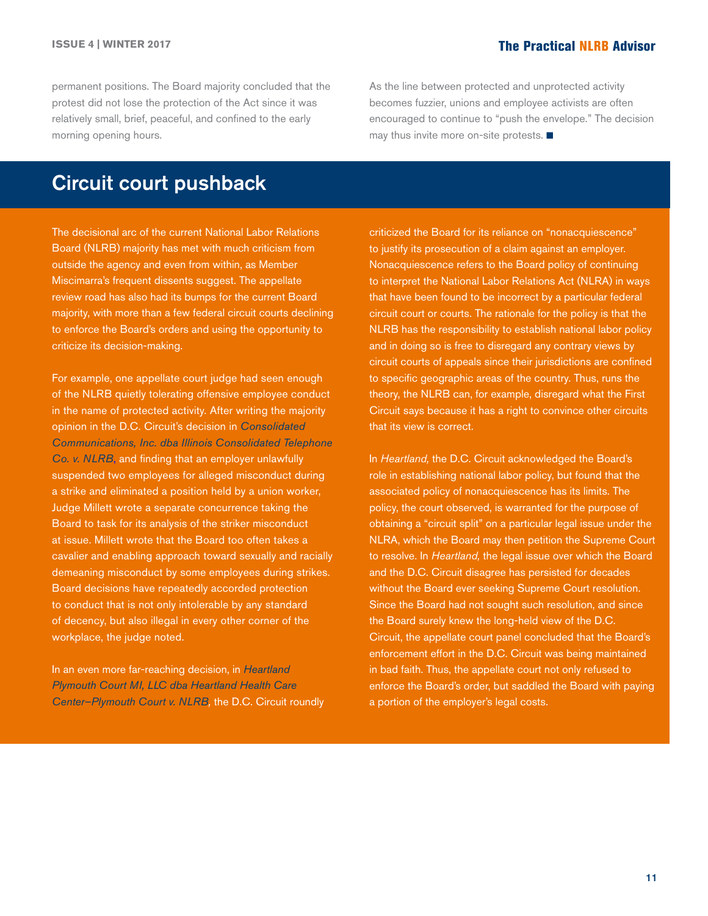permanent positions. The Board majority concluded that the protest did not lose the protection of the Act since it was relatively small, brief, peaceful, and confined to the early morning opening hours.

As the line between protected and unprotected activity becomes fuzzier, unions and employee activists are often encouraged to continue to "push the envelope." The decision may thus invite more on-site protests. ■

## Circuit court pushback

The decisional arc of the current National Labor Relations Board (NLRB) majority has met with much criticism from outside the agency and even from within, as Member Miscimarra's frequent dissents suggest. The appellate review road has also had its bumps for the current Board majority, with more than a few federal circuit courts declining to enforce the Board's orders and using the opportunity to criticize its decision-making.

For example, one appellate court judge had seen enough of the NLRB quietly tolerating offensive employee conduct in the name of protected activity. After writing the majority opinion in the D.C. Circuit's decision in *Consolidated Communications, Inc. dba Illinois Consolidated Telephone Co. v. NLRB*, and finding that an employer unlawfully suspended two employees for alleged misconduct during a strike and eliminated a position held by a union worker, Judge Millett wrote a separate concurrence taking the Board to task for its analysis of the striker misconduct at issue. Millett wrote that the Board too often takes a cavalier and enabling approach toward sexually and racially demeaning misconduct by some employees during strikes. Board decisions have repeatedly accorded protection to conduct that is not only intolerable by any standard of decency, but also illegal in every other corner of the workplace, the judge noted.

In an even more far-reaching decision, in *Heartland Plymouth Court MI, LLC dba Heartland Health Care Center–Plymouth Court v. NLRB*, the D.C. Circuit roundly criticized the Board for its reliance on "nonacquiescence" to justify its prosecution of a claim against an employer. Nonacquiescence refers to the Board policy of continuing to interpret the National Labor Relations Act (NLRA) in ways that have been found to be incorrect by a particular federal circuit court or courts. The rationale for the policy is that the NLRB has the responsibility to establish national labor policy and in doing so is free to disregard any contrary views by circuit courts of appeals since their jurisdictions are confined to specific geographic areas of the country. Thus, runs the theory, the NLRB can, for example, disregard what the First Circuit says because it has a right to convince other circuits that its view is correct.

In *Heartland,* the D.C. Circuit acknowledged the Board's role in establishing national labor policy, but found that the associated policy of nonacquiescence has its limits. The policy, the court observed, is warranted for the purpose of obtaining a "circuit split" on a particular legal issue under the NLRA, which the Board may then petition the Supreme Court to resolve. In *Heartland,* the legal issue over which the Board and the D.C. Circuit disagree has persisted for decades without the Board ever seeking Supreme Court resolution. Since the Board had not sought such resolution, and since the Board surely knew the long-held view of the D.C. Circuit, the appellate court panel concluded that the Board's enforcement effort in the D.C. Circuit was being maintained in bad faith. Thus, the appellate court not only refused to enforce the Board's order, but saddled the Board with paying a portion of the employer's legal costs.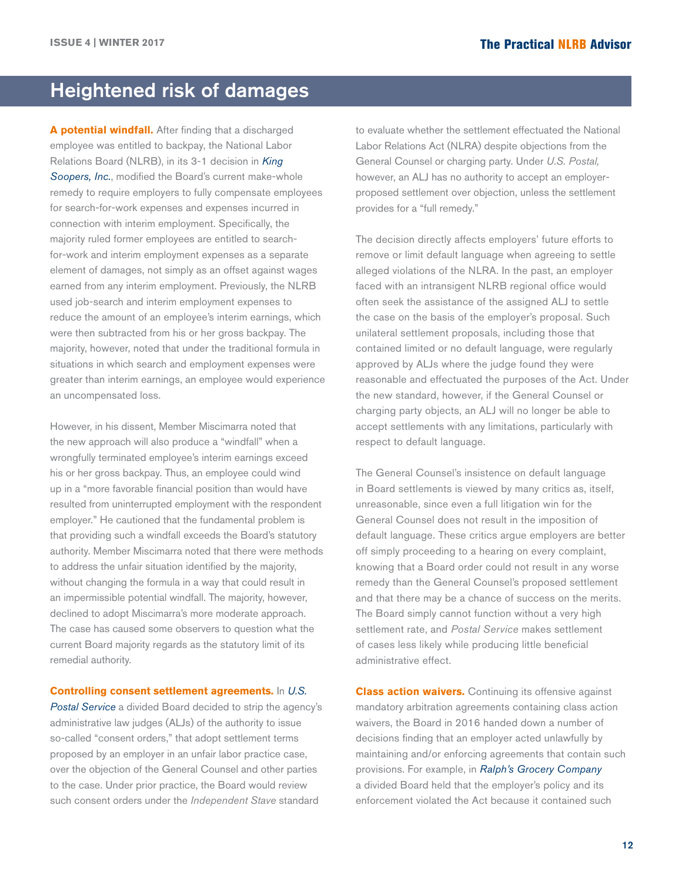# Heightened risk of damages

**A potential windfall.** After finding that a discharged employee was entitled to backpay, the National Labor Relations Board (NLRB), in its 3-1 decision in *King Soopers, Inc.*, modified the Board's current make-whole remedy to require employers to fully compensate employees for search-for-work expenses and expenses incurred in connection with interim employment. Specifically, the majority ruled former employees are entitled to search-for-work and interim employment expenses as a separate element of damages, not simply as an offset against wages earned from any interim employment. Previously, the NLRB used job-search and interim employment expenses to reduce the amount of an employee's interim earnings, which were then subtracted from his or her gross backpay. The majority, however, noted that under the traditional formula in situations in which search and employment expenses were greater than interim earnings, an employee would experience an uncompensated loss.

However, in his dissent, Member Miscimarra noted that the new approach will also produce a "windfall" when a wrongfully terminated employee's interim earnings exceed his or her gross backpay. Thus, an employee could wind up in a "more favorable financial position than would have resulted from uninterrupted employment with the respondent employer." He cautioned that the fundamental problem is that providing such a windfall exceeds the Board's statutory authority. Member Miscimarra noted that there were methods to address the unfair situation identified by the majority, without changing the formula in a way that could result in an impermissible potential windfall. The majority, however, declined to adopt Miscimarra's more moderate approach. The case has caused some observers to question what the current Board majority regards as the statutory limit of its remedial authority.

**Controlling consent settlement agreements.** In *U.S. Postal Service* a divided Board decided to strip the agency's administrative law judges (ALJs) of the authority to issue so-called "consent orders," that adopt settlement terms proposed by an employer in an unfair labor practice case, over the objection of the General Counsel and other parties to the case. Under prior practice, the Board would review such consent orders under the *Independent Stave* standard to evaluate whether the settlement effectuated the National Labor Relations Act (NLRA) despite objections from the General Counsel or charging party. Under *U.S. Postal,* however, an ALJ has no authority to accept an employer-proposed settlement over objection, unless the settlement provides for a "full remedy."

The decision directly affects employers' future efforts to remove or limit default language when agreeing to settle alleged violations of the NLRA. In the past, an employer faced with an intransigent NLRB regional office would often seek the assistance of the assigned ALJ to settle the case on the basis of the employer's proposal. Such unilateral settlement proposals, including those that contained limited or no default language, were regularly approved by ALJs where the judge found they were reasonable and effectuated the purposes of the Act. Under the new standard, however, if the General Counsel or charging party objects, an ALJ will no longer be able to accept settlements with any limitations, particularly with respect to default language.

The General Counsel's insistence on default language in Board settlements is viewed by many critics as, itself, unreasonable, since even a full litigation win for the General Counsel does not result in the imposition of default language. These critics argue employers are better off simply proceeding to a hearing on every complaint, knowing that a Board order could not result in any worse remedy than the General Counsel's proposed settlement and that there may be a chance of success on the merits. The Board simply cannot function without a very high settlement rate, and *Postal Service* makes settlement of cases less likely while producing little beneficial administrative effect.

**Class action waivers.** Continuing its offensive against mandatory arbitration agreements containing class action waivers, the Board in 2016 handed down a number of decisions finding that an employer acted unlawfully by maintaining and/or enforcing agreements that contain such provisions. For example, in *Ralph's Grocery Company* a divided Board held that the employer's policy and its enforcement violated the Act because it contained such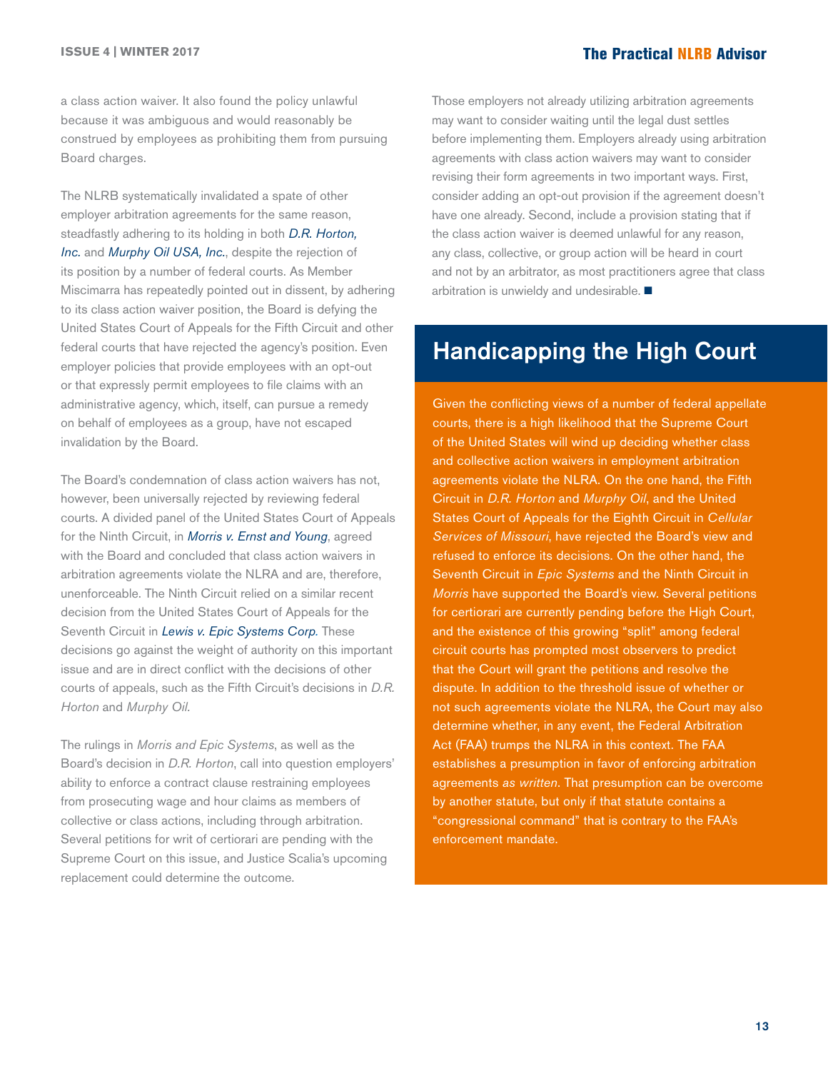a class action waiver. It also found the policy unlawful because it was ambiguous and would reasonably be construed by employees as prohibiting them from pursuing Board charges.

The NLRB systematically invalidated a spate of other employer arbitration agreements for the same reason, steadfastly adhering to its holding in both *D.R. Horton, Inc.* and *Murphy Oil USA, Inc.*, despite the rejection of its position by a number of federal courts. As Member Miscimarra has repeatedly pointed out in dissent, by adhering to its class action waiver position, the Board is defying the United States Court of Appeals for the Fifth Circuit and other federal courts that have rejected the agency's position. Even employer policies that provide employees with an opt-out or that expressly permit employees to file claims with an administrative agency, which, itself, can pursue a remedy on behalf of employees as a group, have not escaped invalidation by the Board.

The Board's condemnation of class action waivers has not, however, been universally rejected by reviewing federal courts. A divided panel of the United States Court of Appeals for the Ninth Circuit, in *Morris v. Ernst and Young*, agreed with the Board and concluded that class action waivers in arbitration agreements violate the NLRA and are, therefore, unenforceable. The Ninth Circuit relied on a similar recent decision from the United States Court of Appeals for the Seventh Circuit in *Lewis v. Epic Systems Corp.* These decisions go against the weight of authority on this important issue and are in direct conflict with the decisions of other courts of appeals, such as the Fifth Circuit's decisions in *D.R. Horton* and *Murphy Oil.*

The rulings in *Morris and Epic Systems*, as well as the Board's decision in *D.R. Horton*, call into question employers' ability to enforce a contract clause restraining employees from prosecuting wage and hour claims as members of collective or class actions, including through arbitration. Several petitions for writ of certiorari are pending with the Supreme Court on this issue, and Justice Scalia's upcoming replacement could determine the outcome.

Those employers not already utilizing arbitration agreements may want to consider waiting until the legal dust settles before implementing them. Employers already using arbitration agreements with class action waivers may want to consider revising their form agreements in two important ways. First, consider adding an opt-out provision if the agreement doesn't have one already. Second, include a provision stating that if the class action waiver is deemed unlawful for any reason, any class, collective, or group action will be heard in court and not by an arbitrator, as most practitioners agree that class arbitration is unwieldy and undesirable. ■

## Handicapping the High Court

Given the conflicting views of a number of federal appellate courts, there is a high likelihood that the Supreme Court of the United States will wind up deciding whether class and collective action waivers in employment arbitration agreements violate the NLRA. On the one hand, the Fifth Circuit in *D.R. Horton* and *Murphy Oil*, and the United States Court of Appeals for the Eighth Circuit in *Cellular Services of Missouri*, have rejected the Board's view and refused to enforce its decisions. On the other hand, the Seventh Circuit in *Epic Systems* and the Ninth Circuit in *Morris* have supported the Board's view. Several petitions for certiorari are currently pending before the High Court, and the existence of this growing "split" among federal circuit courts has prompted most observers to predict that the Court will grant the petitions and resolve the dispute. In addition to the threshold issue of whether or not such agreements violate the NLRA, the Court may also determine whether, in any event, the Federal Arbitration Act (FAA) trumps the NLRA in this context. The FAA establishes a presumption in favor of enforcing arbitration agreements *as written*. That presumption can be overcome by another statute, but only if that statute contains a "congressional command" that is contrary to the FAA's enforcement mandate.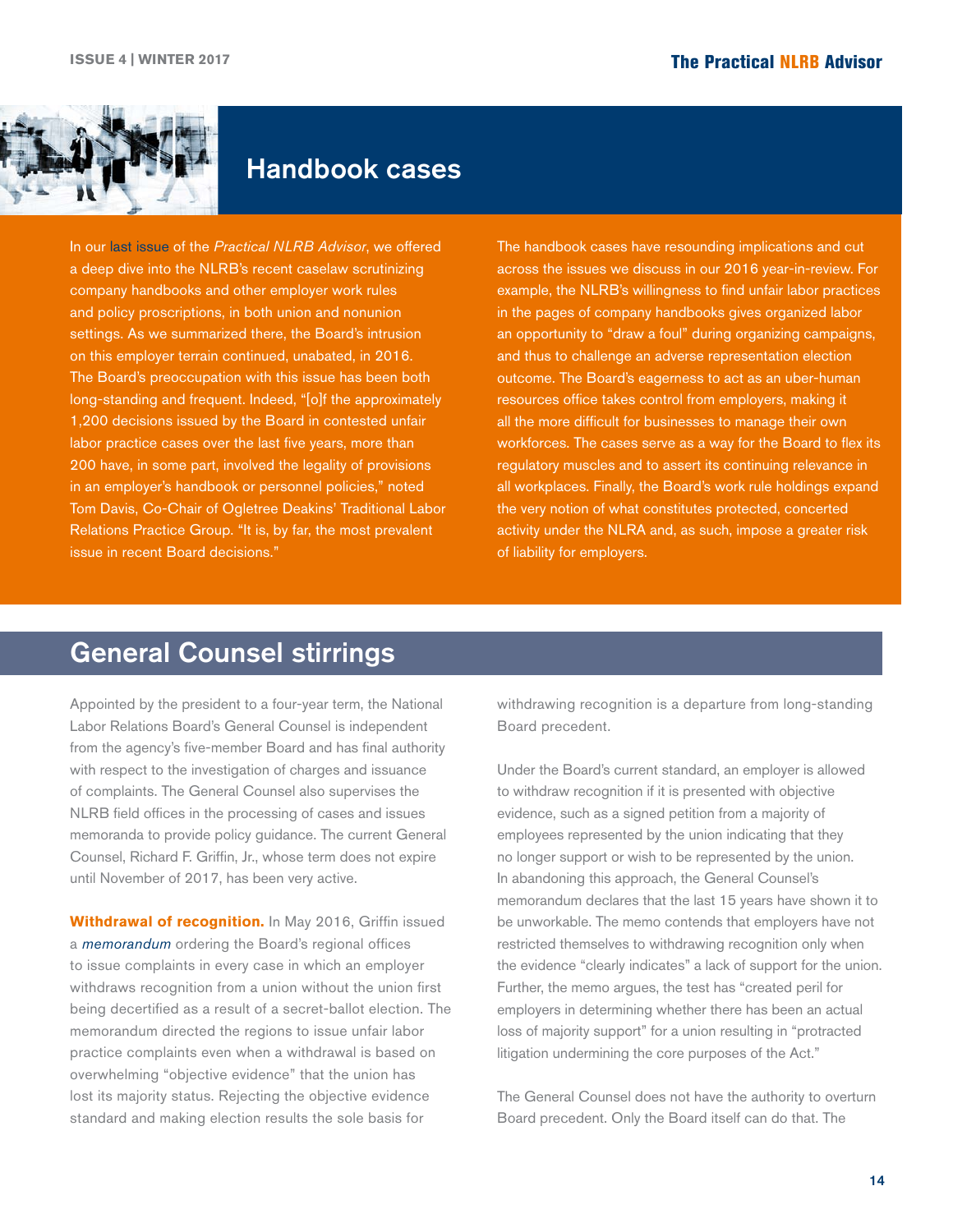## Handbook cases

In our last issue of the *Practical NLRB Advisor*, we offered a deep dive into the NLRB's recent caselaw scrutinizing company handbooks and other employer work rules and policy proscriptions, in both union and nonunion settings. As we summarized there, the Board's intrusion on this employer terrain continued, unabated, in 2016. The Board's preoccupation with this issue has been both long-standing and frequent. Indeed, "[o]f the approximately 1,200 decisions issued by the Board in contested unfair labor practice cases over the last five years, more than 200 have, in some part, involved the legality of provisions in an employer's handbook or personnel policies," noted Tom Davis, Co-Chair of Ogletree Deakins' Traditional Labor Relations Practice Group. "It is, by far, the most prevalent issue in recent Board decisions."

The handbook cases have resounding implications and cut across the issues we discuss in our 2016 year-in-review. For example, the NLRB's willingness to find unfair labor practices in the pages of company handbooks gives organized labor an opportunity to "draw a foul" during organizing campaigns, and thus to challenge an adverse representation election outcome. The Board's eagerness to act as an uber-human resources office takes control from employers, making it all the more difficult for businesses to manage their own workforces. The cases serve as a way for the Board to flex its regulatory muscles and to assert its continuing relevance in all workplaces. Finally, the Board's work rule holdings expand the very notion of what constitutes protected, concerted activity under the NLRA and, as such, impose a greater risk of liability for employers.

## General Counsel stirrings

Appointed by the president to a four-year term, the National Labor Relations Board's General Counsel is independent from the agency's five-member Board and has final authority with respect to the investigation of charges and issuance of complaints. The General Counsel also supervises the NLRB field offices in the processing of cases and issues memoranda to provide policy guidance. The current General Counsel, Richard F. Griffin, Jr., whose term does not expire until November of 2017, has been very active.

**Withdrawal of recognition.** In May 2016, Griffin issued a *memorandum* ordering the Board's regional offices to issue complaints in every case in which an employer withdraws recognition from a union without the union first being decertified as a result of a secret-ballot election. The memorandum directed the regions to issue unfair labor practice complaints even when a withdrawal is based on overwhelming "objective evidence" that the union has lost its majority status. Rejecting the objective evidence standard and making election results the sole basis for withdrawing recognition is a departure from long-standing Board precedent.

Under the Board's current standard, an employer is allowed to withdraw recognition if it is presented with objective evidence, such as a signed petition from a majority of employees represented by the union indicating that they no longer support or wish to be represented by the union. In abandoning this approach, the General Counsel's memorandum declares that the last 15 years have shown it to be unworkable. The memo contends that employers have not restricted themselves to withdrawing recognition only when the evidence "clearly indicates" a lack of support for the union. Further, the memo argues, the test has "created peril for employers in determining whether there has been an actual loss of majority support" for a union resulting in "protracted litigation undermining the core purposes of the Act."

The General Counsel does not have the authority to overturn Board precedent. Only the Board itself can do that. The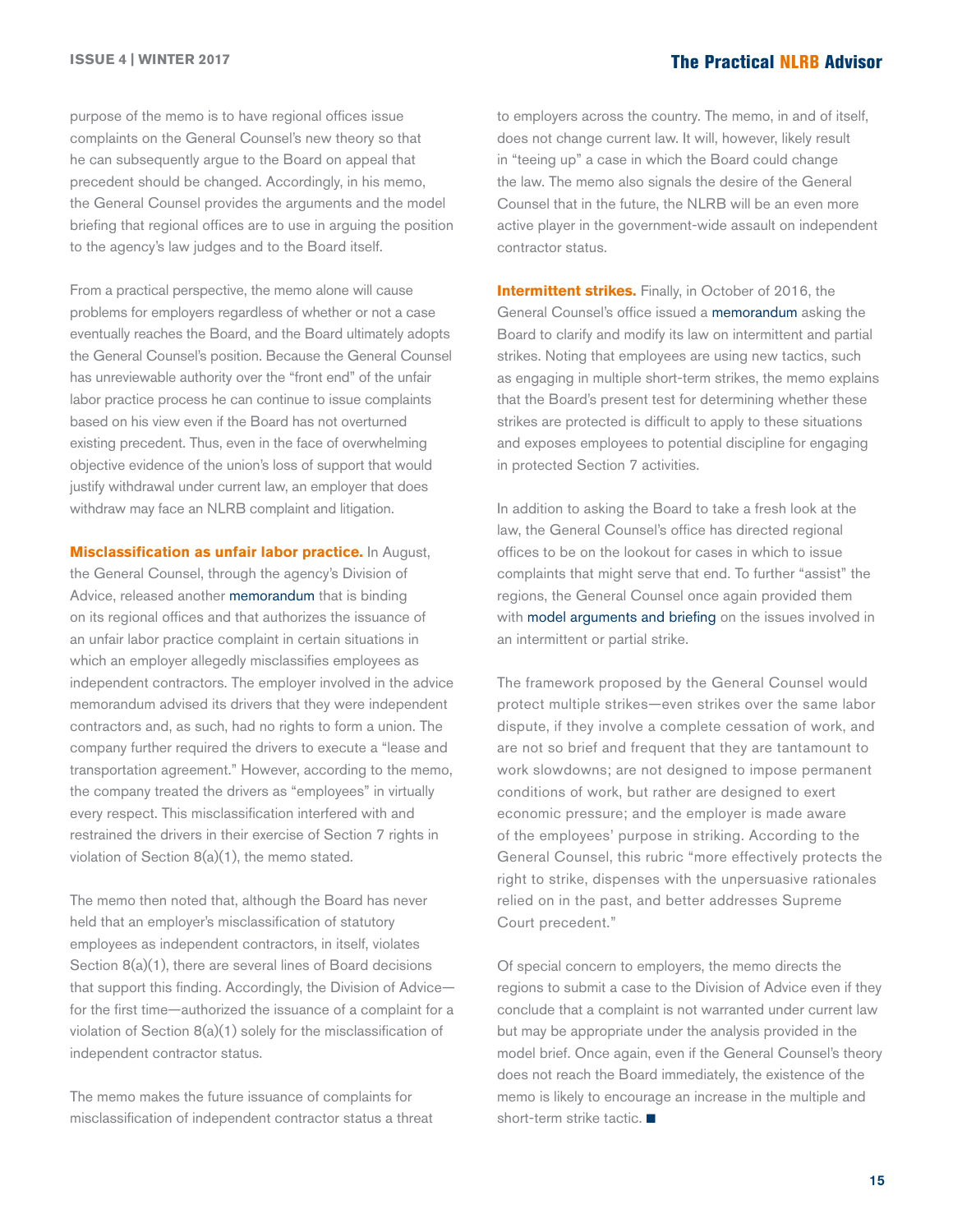purpose of the memo is to have regional offices issue complaints on the General Counsel's new theory so that he can subsequently argue to the Board on appeal that precedent should be changed. Accordingly, in his memo, the General Counsel provides the arguments and the model briefing that regional offices are to use in arguing the position to the agency's law judges and to the Board itself.

From a practical perspective, the memo alone will cause problems for employers regardless of whether or not a case eventually reaches the Board, and the Board ultimately adopts the General Counsel's position. Because the General Counsel has unreviewable authority over the "front end" of the unfair labor practice process he can continue to issue complaints based on his view even if the Board has not overturned existing precedent. Thus, even in the face of overwhelming objective evidence of the union's loss of support that would justify withdrawal under current law, an employer that does withdraw may face an NLRB complaint and litigation.

**Misclassification as unfair labor practice.** In August, the General Counsel, through the agency's Division of Advice, released another memorandum that is binding on its regional offices and that authorizes the issuance of an unfair labor practice complaint in certain situations in which an employer allegedly misclassifies employees as independent contractors. The employer involved in the advice memorandum advised its drivers that they were independent contractors and, as such, had no rights to form a union. The company further required the drivers to execute a "lease and transportation agreement." However, according to the memo, the company treated the drivers as "employees" in virtually every respect. This misclassification interfered with and restrained the drivers in their exercise of Section 7 rights in violation of Section 8(a)(1), the memo stated.

The memo then noted that, although the Board has never held that an employer's misclassification of statutory employees as independent contractors, in itself, violates Section 8(a)(1), there are several lines of Board decisions that support this finding. Accordingly, the Division of Advice—for the first time—authorized the issuance of a complaint for a violation of Section 8(a)(1) solely for the misclassification of independent contractor status.

The memo makes the future issuance of complaints for misclassification of independent contractor status a threat to employers across the country. The memo, in and of itself, does not change current law. It will, however, likely result in "teeing up" a case in which the Board could change the law. The memo also signals the desire of the General Counsel that in the future, the NLRB will be an even more active player in the government-wide assault on independent contractor status.

**Intermittent strikes.** Finally, in October of 2016, the General Counsel's office issued a memorandum asking the Board to clarify and modify its law on intermittent and partial strikes. Noting that employees are using new tactics, such as engaging in multiple short-term strikes, the memo explains that the Board's present test for determining whether these strikes are protected is difficult to apply to these situations and exposes employees to potential discipline for engaging in protected Section 7 activities.

In addition to asking the Board to take a fresh look at the law, the General Counsel's office has directed regional offices to be on the lookout for cases in which to issue complaints that might serve that end. To further "assist" the regions, the General Counsel once again provided them with model arguments and briefing on the issues involved in an intermittent or partial strike.

The framework proposed by the General Counsel would protect multiple strikes—even strikes over the same labor dispute, if they involve a complete cessation of work, and are not so brief and frequent that they are tantamount to work slowdowns; are not designed to impose permanent conditions of work, but rather are designed to exert economic pressure; and the employer is made aware of the employees' purpose in striking. According to the General Counsel, this rubric "more effectively protects the right to strike, dispenses with the unpersuasive rationales relied on in the past, and better addresses Supreme Court precedent."

Of special concern to employers, the memo directs the regions to submit a case to the Division of Advice even if they conclude that a complaint is not warranted under current law but may be appropriate under the analysis provided in the model brief. Once again, even if the General Counsel's theory does not reach the Board immediately, the existence of the memo is likely to encourage an increase in the multiple and short-term strike tactic. ■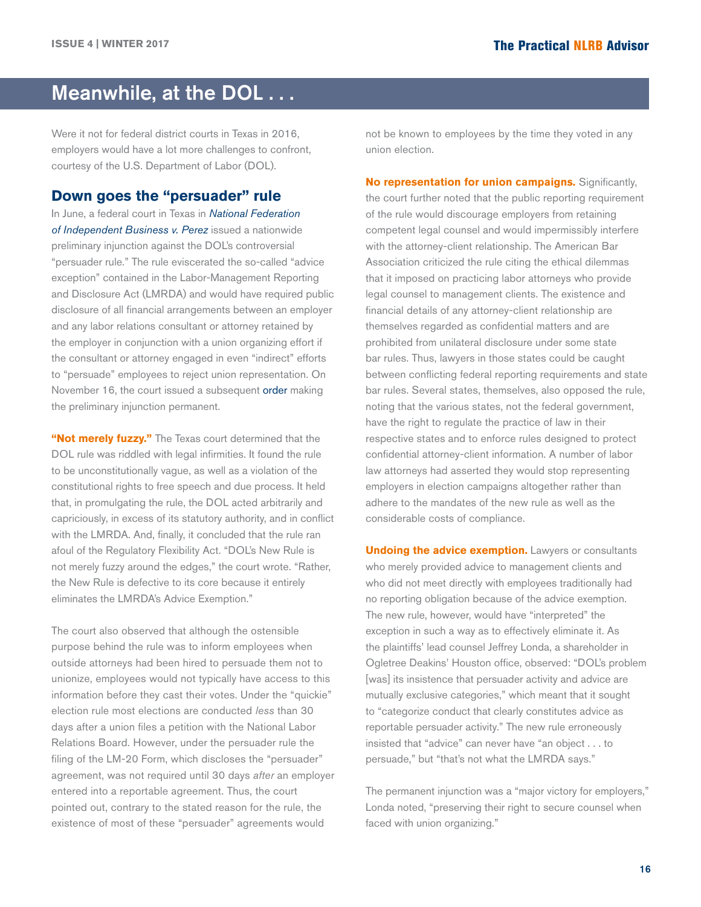# Meanwhile, at the DOL . . .

Were it not for federal district courts in Texas in 2016, employers would have a lot more challenges to confront, courtesy of the U.S. Department of Labor (DOL).

## Down goes the "persuader" rule

In June, a federal court in Texas in *National Federation of Independent Business v. Perez* issued a nationwide preliminary injunction against the DOL's controversial "persuader rule." The rule eviscerated the so-called "advice exception" contained in the Labor-Management Reporting and Disclosure Act (LMRDA) and would have required public disclosure of all financial arrangements between an employer and any labor relations consultant or attorney retained by the employer in conjunction with a union organizing effort if the consultant or attorney engaged in even "indirect" efforts to "persuade" employees to reject union representation. On November 16, the court issued a subsequent order making the preliminary injunction permanent.

**"Not merely fuzzy."** The Texas court determined that the DOL rule was riddled with legal infirmities. It found the rule to be unconstitutionally vague, as well as a violation of the constitutional rights to free speech and due process. It held that, in promulgating the rule, the DOL acted arbitrarily and capriciously, in excess of its statutory authority, and in conflict with the LMRDA. And, finally, it concluded that the rule ran afoul of the Regulatory Flexibility Act. "DOL's New Rule is not merely fuzzy around the edges," the court wrote. "Rather, the New Rule is defective to its core because it entirely eliminates the LMRDA's Advice Exemption."

The court also observed that although the ostensible purpose behind the rule was to inform employees when outside attorneys had been hired to persuade them not to unionize, employees would not typically have access to this information before they cast their votes. Under the "quickie" election rule most elections are conducted *less* than 30 days after a union files a petition with the National Labor Relations Board. However, under the persuader rule the filing of the LM-20 Form, which discloses the "persuader" agreement, was not required until 30 days *after* an employer entered into a reportable agreement. Thus, the court pointed out, contrary to the stated reason for the rule, the existence of most of these "persuader" agreements would not be known to employees by the time they voted in any union election.

**No representation for union campaigns.** Significantly, the court further noted that the public reporting requirement of the rule would discourage employers from retaining competent legal counsel and would impermissibly interfere with the attorney-client relationship. The American Bar Association criticized the rule citing the ethical dilemmas that it imposed on practicing labor attorneys who provide legal counsel to management clients. The existence and financial details of any attorney-client relationship are themselves regarded as confidential matters and are prohibited from unilateral disclosure under some state bar rules. Thus, lawyers in those states could be caught between conflicting federal reporting requirements and state bar rules. Several states, themselves, also opposed the rule, noting that the various states, not the federal government, have the right to regulate the practice of law in their respective states and to enforce rules designed to protect confidential attorney-client information. A number of labor law attorneys had asserted they would stop representing employers in election campaigns altogether rather than adhere to the mandates of the new rule as well as the considerable costs of compliance.

**Undoing the advice exemption.** Lawyers or consultants who merely provided advice to management clients and who did not meet directly with employees traditionally had no reporting obligation because of the advice exemption. The new rule, however, would have "interpreted" the exception in such a way as to effectively eliminate it. As the plaintiffs' lead counsel Jeffrey Londa, a shareholder in Ogletree Deakins' Houston office, observed: "DOL's problem [was] its insistence that persuader activity and advice are mutually exclusive categories," which meant that it sought to "categorize conduct that clearly constitutes advice as reportable persuader activity." The new rule erroneously insisted that "advice" can never have "an object . . . to persuade," but "that's not what the LMRDA says."

The permanent injunction was a "major victory for employers," Londa noted, "preserving their right to secure counsel when faced with union organizing."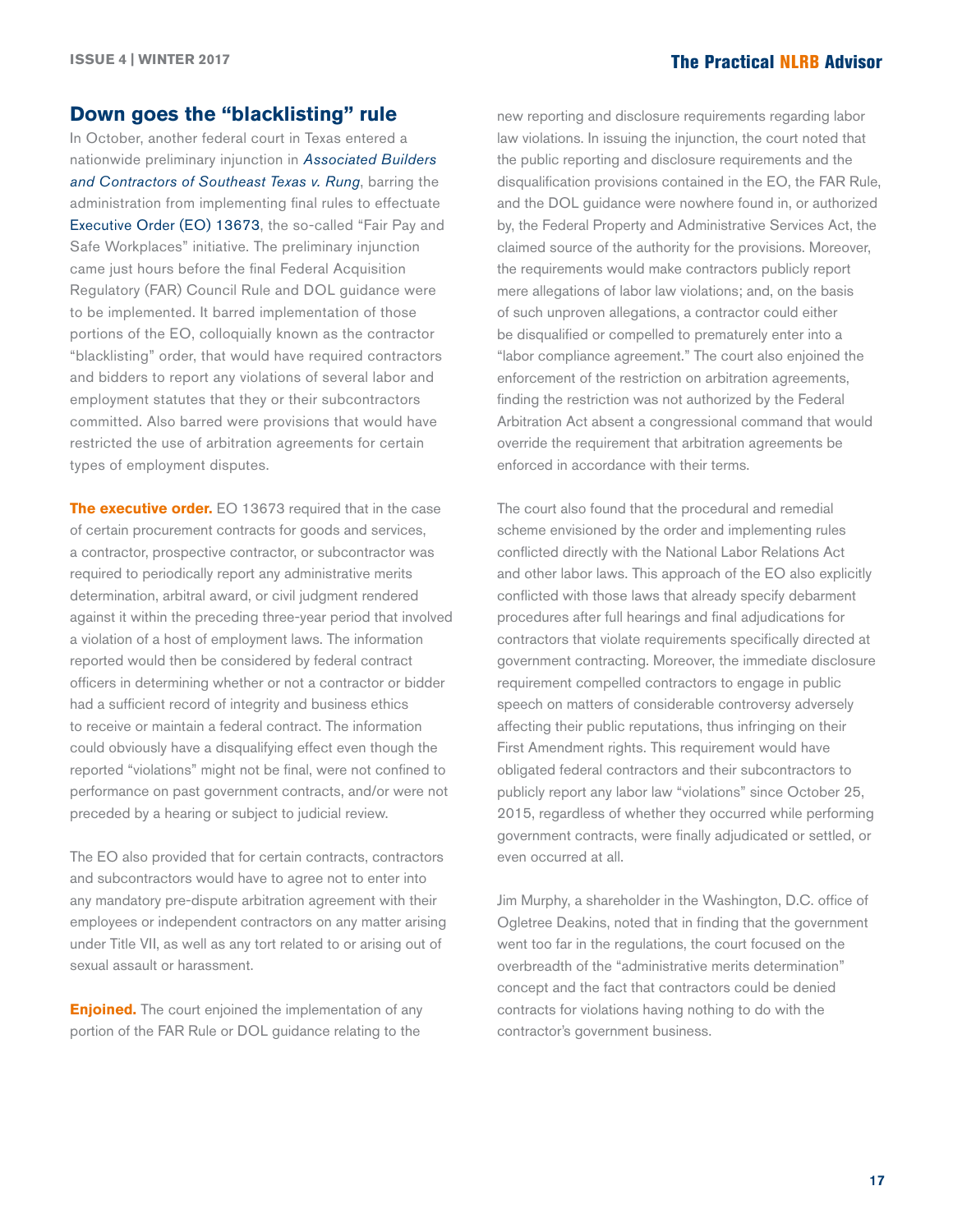## Down goes the "blacklisting" rule

In October, another federal court in Texas entered a nationwide preliminary injunction in *Associated Builders and Contractors of Southeast Texas v. Rung*, barring the administration from implementing final rules to effectuate Executive Order (EO) 13673, the so-called "Fair Pay and Safe Workplaces" initiative. The preliminary injunction came just hours before the final Federal Acquisition Regulatory (FAR) Council Rule and DOL guidance were to be implemented. It barred implementation of those portions of the EO, colloquially known as the contractor "blacklisting" order, that would have required contractors and bidders to report any violations of several labor and employment statutes that they or their subcontractors committed. Also barred were provisions that would have restricted the use of arbitration agreements for certain types of employment disputes.

**The executive order.** EO 13673 required that in the case of certain procurement contracts for goods and services, a contractor, prospective contractor, or subcontractor was required to periodically report any administrative merits determination, arbitral award, or civil judgment rendered against it within the preceding three-year period that involved a violation of a host of employment laws. The information reported would then be considered by federal contract officers in determining whether or not a contractor or bidder had a sufficient record of integrity and business ethics to receive or maintain a federal contract. The information could obviously have a disqualifying effect even though the reported "violations" might not be final, were not confined to performance on past government contracts, and/or were not preceded by a hearing or subject to judicial review.

The EO also provided that for certain contracts, contractors and subcontractors would have to agree not to enter into any mandatory pre-dispute arbitration agreement with their employees or independent contractors on any matter arising under Title VII, as well as any tort related to or arising out of sexual assault or harassment.

**Enjoined.** The court enjoined the implementation of any portion of the FAR Rule or DOL guidance relating to the new reporting and disclosure requirements regarding labor law violations. In issuing the injunction, the court noted that the public reporting and disclosure requirements and the disqualification provisions contained in the EO, the FAR Rule, and the DOL guidance were nowhere found in, or authorized by, the Federal Property and Administrative Services Act, the claimed source of the authority for the provisions. Moreover, the requirements would make contractors publicly report mere allegations of labor law violations; and, on the basis of such unproven allegations, a contractor could either be disqualified or compelled to prematurely enter into a "labor compliance agreement." The court also enjoined the enforcement of the restriction on arbitration agreements, finding the restriction was not authorized by the Federal Arbitration Act absent a congressional command that would override the requirement that arbitration agreements be enforced in accordance with their terms.

The court also found that the procedural and remedial scheme envisioned by the order and implementing rules conflicted directly with the National Labor Relations Act and other labor laws. This approach of the EO also explicitly conflicted with those laws that already specify debarment procedures after full hearings and final adjudications for contractors that violate requirements specifically directed at government contracting. Moreover, the immediate disclosure requirement compelled contractors to engage in public speech on matters of considerable controversy adversely affecting their public reputations, thus infringing on their First Amendment rights. This requirement would have obligated federal contractors and their subcontractors to publicly report any labor law "violations" since October 25, 2015, regardless of whether they occurred while performing government contracts, were finally adjudicated or settled, or even occurred at all.

Jim Murphy, a shareholder in the Washington, D.C. office of Ogletree Deakins, noted that in finding that the government went too far in the regulations, the court focused on the overbreadth of the "administrative merits determination" concept and the fact that contractors could be denied contracts for violations having nothing to do with the contractor's government business.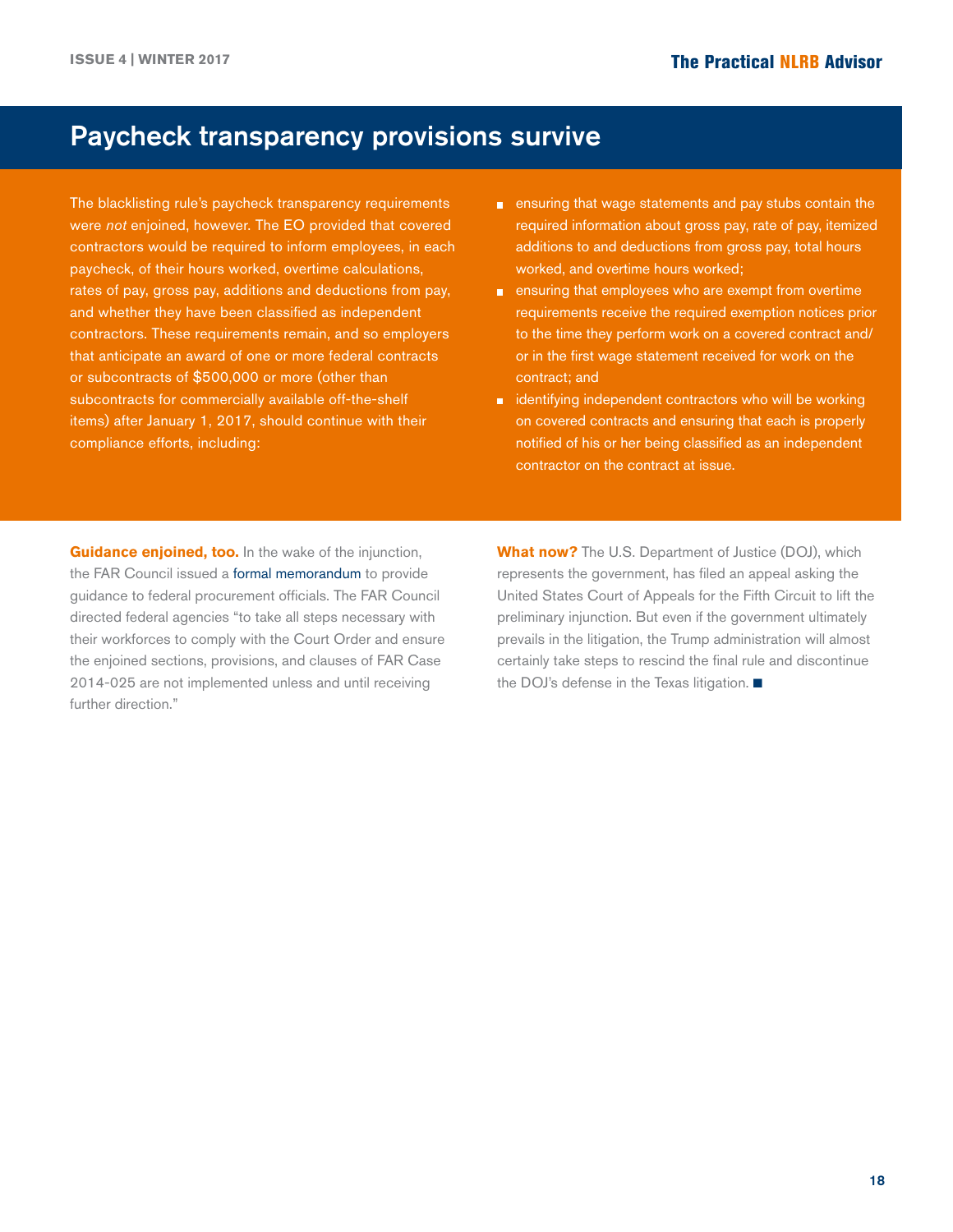## Paycheck transparency provisions survive

The blacklisting rule's paycheck transparency requirements were *not* enjoined, however. The EO provided that covered contractors would be required to inform employees, in each paycheck, of their hours worked, overtime calculations, rates of pay, gross pay, additions and deductions from pay, and whether they have been classified as independent contractors. These requirements remain, and so employers that anticipate an award of one or more federal contracts or subcontracts of $500,000 or more (other than subcontracts for commercially available off-the-shelf items) after January 1, 2017, should continue with their compliance efforts, including:

- ensuring that wage statements and pay stubs contain the required information about gross pay, rate of pay, itemized additions to and deductions from gross pay, total hours worked, and overtime hours worked;
- ensuring that employees who are exempt from overtime requirements receive the required exemption notices prior to the time they perform work on a covered contract and/or in the first wage statement received for work on the contract; and
- identifying independent contractors who will be working on covered contracts and ensuring that each is properly notified of his or her being classified as an independent contractor on the contract at issue.

**Guidance enjoined, too.** In the wake of the injunction, the FAR Council issued a formal memorandum to provide guidance to federal procurement officials. The FAR Council directed federal agencies "to take all steps necessary with their workforces to comply with the Court Order and ensure the enjoined sections, provisions, and clauses of FAR Case 2014-025 are not implemented unless and until receiving further direction."

**What now?** The U.S. Department of Justice (DOJ), which represents the government, has filed an appeal asking the United States Court of Appeals for the Fifth Circuit to lift the preliminary injunction. But even if the government ultimately prevails in the litigation, the Trump administration will almost certainly take steps to rescind the final rule and discontinue the DOJ's defense in the Texas litigation. ■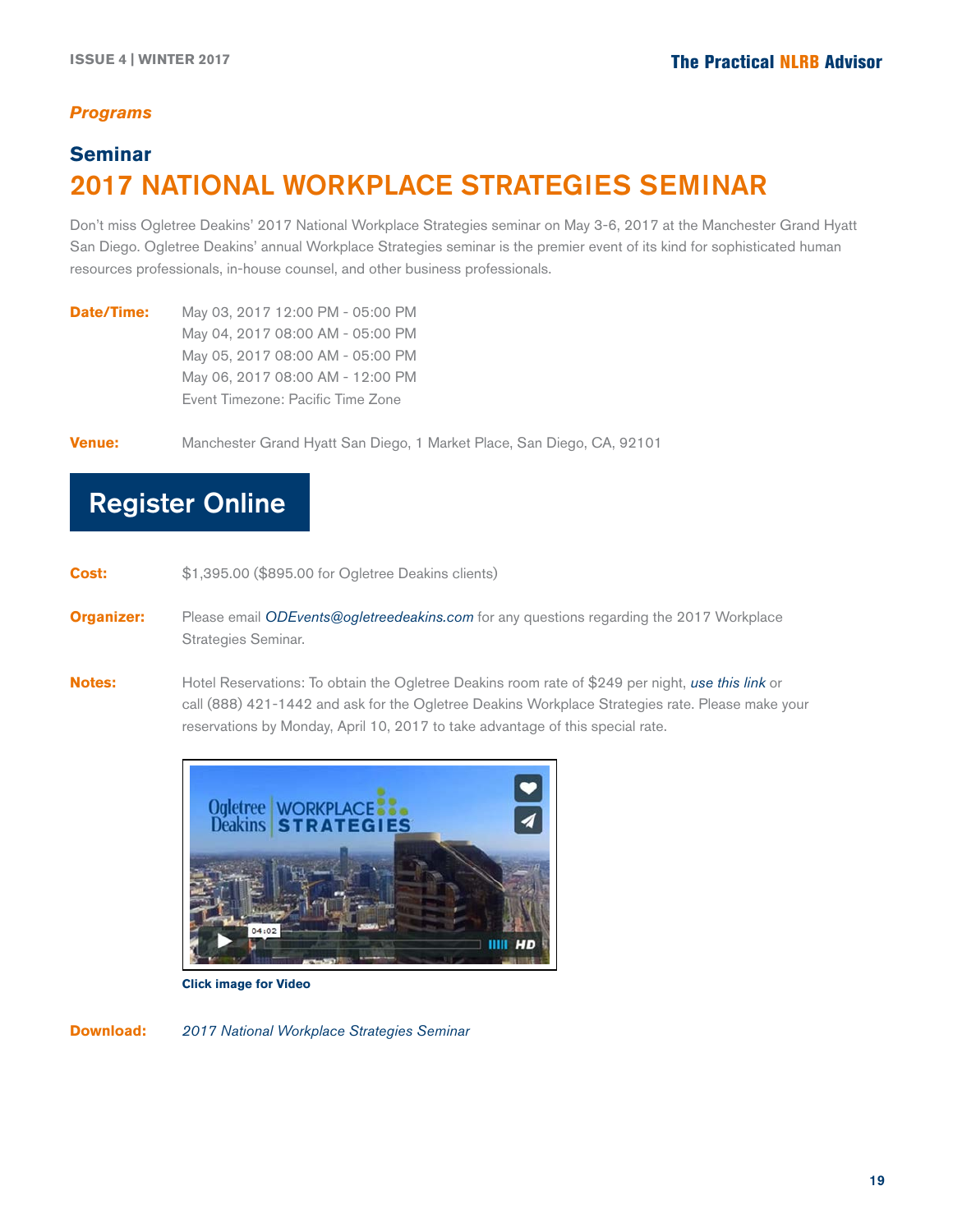*Programs*

## Seminar

# 2017 NATIONAL WORKPLACE STRATEGIES SEMINAR

Don't miss Ogletree Deakins' 2017 National Workplace Strategies seminar on May 3-6, 2017 at the Manchester Grand Hyatt San Diego. Ogletree Deakins' annual Workplace Strategies seminar is the premier event of its kind for sophisticated human resources professionals, in-house counsel, and other business professionals.

**Date/Time:** May 03, 2017 12:00 PM - 05:00 PM
May 04, 2017 08:00 AM - 05:00 PM
May 05, 2017 08:00 AM - 05:00 PM
May 06, 2017 08:00 AM - 12:00 PM
Event Timezone: Pacific Time Zone

**Venue:** Manchester Grand Hyatt San Diego, 1 Market Place, San Diego, CA, 92101

**Register Online**

**Cost:** $1,395.00 ($895.00 for Ogletree Deakins clients)

**Organizer:** Please email *ODEvents@ogletreedeakins.com* for any questions regarding the 2017 Workplace Strategies Seminar.

**Notes:** Hotel Reservations: To obtain the Ogletree Deakins room rate of $249 per night, *use this link* or call (888) 421-1442 and ask for the Ogletree Deakins Workplace Strategies rate. Please make your reservations by Monday, April 10, 2017 to take advantage of this special rate.

**Click image for Video**

**Download:** *2017 National Workplace Strategies Seminar*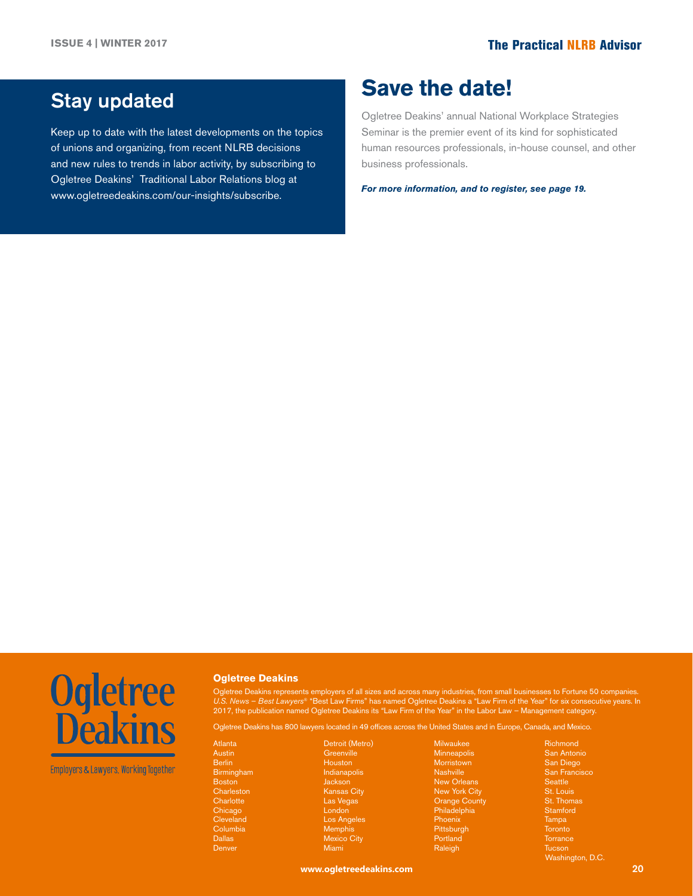## Stay updated

Keep up to date with the latest developments on the topics of unions and organizing, from recent NLRB decisions and new rules to trends in labor activity, by subscribing to Ogletree Deakins' Traditional Labor Relations blog at www.ogletreedeakins.com/our-insights/subscribe.

## Save the date!

Ogletree Deakins' annual National Workplace Strategies Seminar is the premier event of its kind for sophisticated human resources professionals, in-house counsel, and other business professionals.

***For more information, and to register, see page 19.***

Ogletree Deakins

Employers & Lawyers, Working Together

**Ogletree Deakins**

Ogletree Deakins represents employers of all sizes and across many industries, from small businesses to Fortune 50 companies. *U.S. News – Best Lawyers®* "Best Law Firms" has named Ogletree Deakins a "Law Firm of the Year" for six consecutive years. In 2017, the publication named Ogletree Deakins its "Law Firm of the Year" in the Labor Law – Management category.

Ogletree Deakins has 800 lawyers located in 49 offices across the United States and in Europe, Canada, and Mexico.

Atlanta
Austin
Berlin
Birmingham
Boston
Charleston
Charlotte
Chicago
Cleveland
Columbia
Dallas
Denver
Detroit (Metro)
Greenville
Houston
Indianapolis
Jackson
Kansas City
Las Vegas
London
Los Angeles
Memphis
Mexico City
Miami
Milwaukee
Minneapolis
Morristown
Nashville
New Orleans
New York City
Orange County
Philadelphia
Phoenix
Pittsburgh
Portland
Raleigh
Richmond
San Antonio
San Diego
San Francisco
Seattle
St. Louis
St. Thomas
Stamford
Tampa
Toronto
Torrance
Tucson
Washington, D.C.

www.ogletreedeakins.com